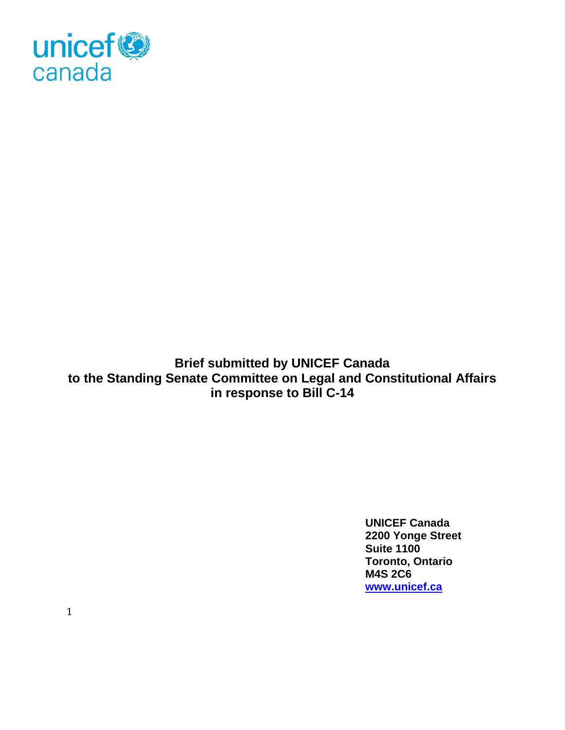unicef canada

**Brief submitted by UNICEF Canada to the Standing Senate Committee on Legal and Constitutional Affairs in response to Bill C-14**

**UNICEF Canada**
**2200 Yonge Street**
**Suite 1100**
**Toronto, Ontario**
**M4S 2C6**
**www.unicef.ca**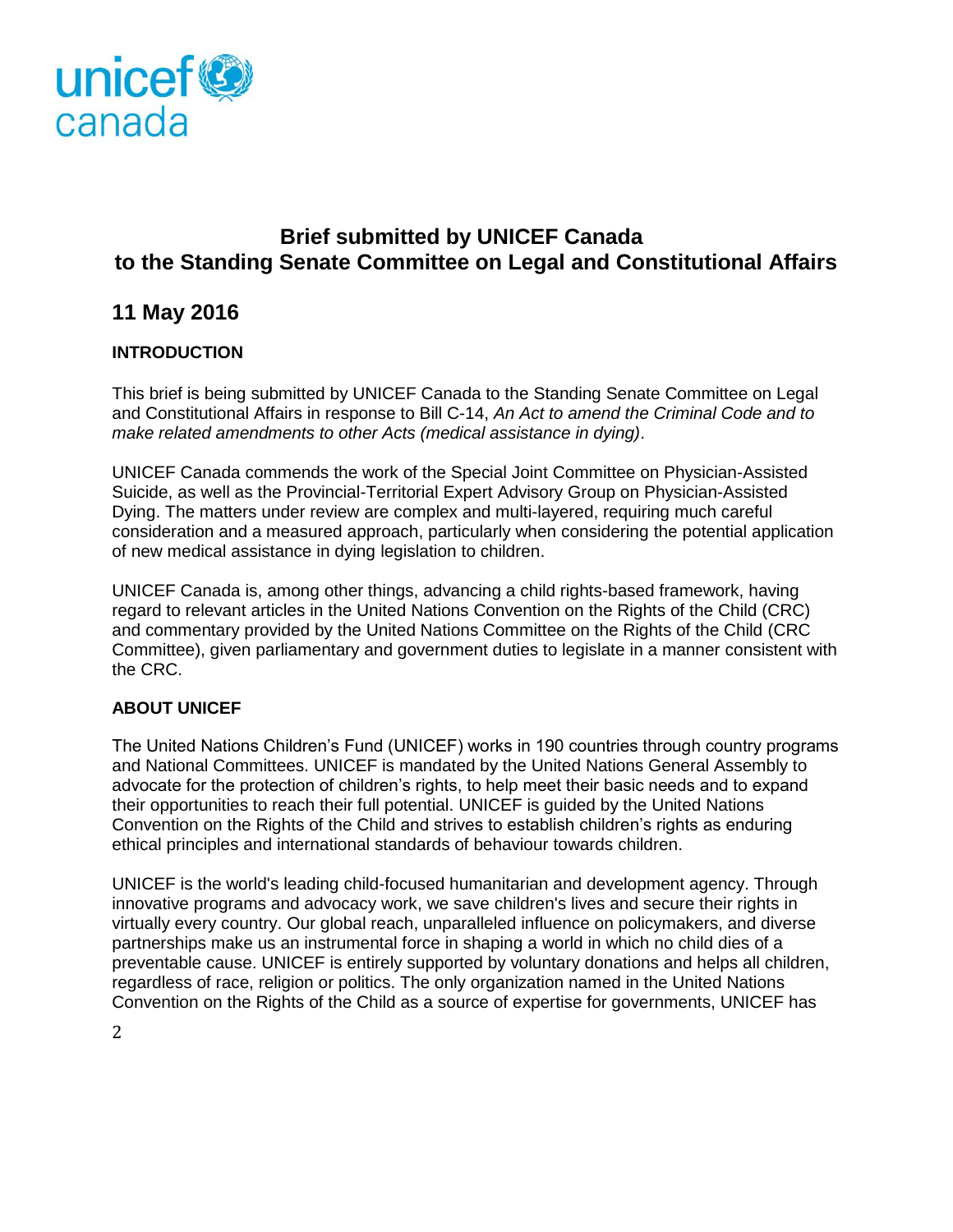# Brief submitted by UNICEF Canada to the Standing Senate Committee on Legal and Constitutional Affairs

## 11 May 2016

### INTRODUCTION

This brief is being submitted by UNICEF Canada to the Standing Senate Committee on Legal and Constitutional Affairs in response to Bill C-14, *An Act to amend the Criminal Code and to make related amendments to other Acts (medical assistance in dying)*.

UNICEF Canada commends the work of the Special Joint Committee on Physician-Assisted Suicide, as well as the Provincial-Territorial Expert Advisory Group on Physician-Assisted Dying. The matters under review are complex and multi-layered, requiring much careful consideration and a measured approach, particularly when considering the potential application of new medical assistance in dying legislation to children.

UNICEF Canada is, among other things, advancing a child rights-based framework, having regard to relevant articles in the United Nations Convention on the Rights of the Child (CRC) and commentary provided by the United Nations Committee on the Rights of the Child (CRC Committee), given parliamentary and government duties to legislate in a manner consistent with the CRC.

### ABOUT UNICEF

The United Nations Children's Fund (UNICEF) works in 190 countries through country programs and National Committees. UNICEF is mandated by the United Nations General Assembly to advocate for the protection of children's rights, to help meet their basic needs and to expand their opportunities to reach their full potential. UNICEF is guided by the United Nations Convention on the Rights of the Child and strives to establish children's rights as enduring ethical principles and international standards of behaviour towards children.

UNICEF is the world's leading child-focused humanitarian and development agency. Through innovative programs and advocacy work, we save children's lives and secure their rights in virtually every country. Our global reach, unparalleled influence on policymakers, and diverse partnerships make us an instrumental force in shaping a world in which no child dies of a preventable cause. UNICEF is entirely supported by voluntary donations and helps all children, regardless of race, religion or politics. The only organization named in the United Nations Convention on the Rights of the Child as a source of expertise for governments, UNICEF has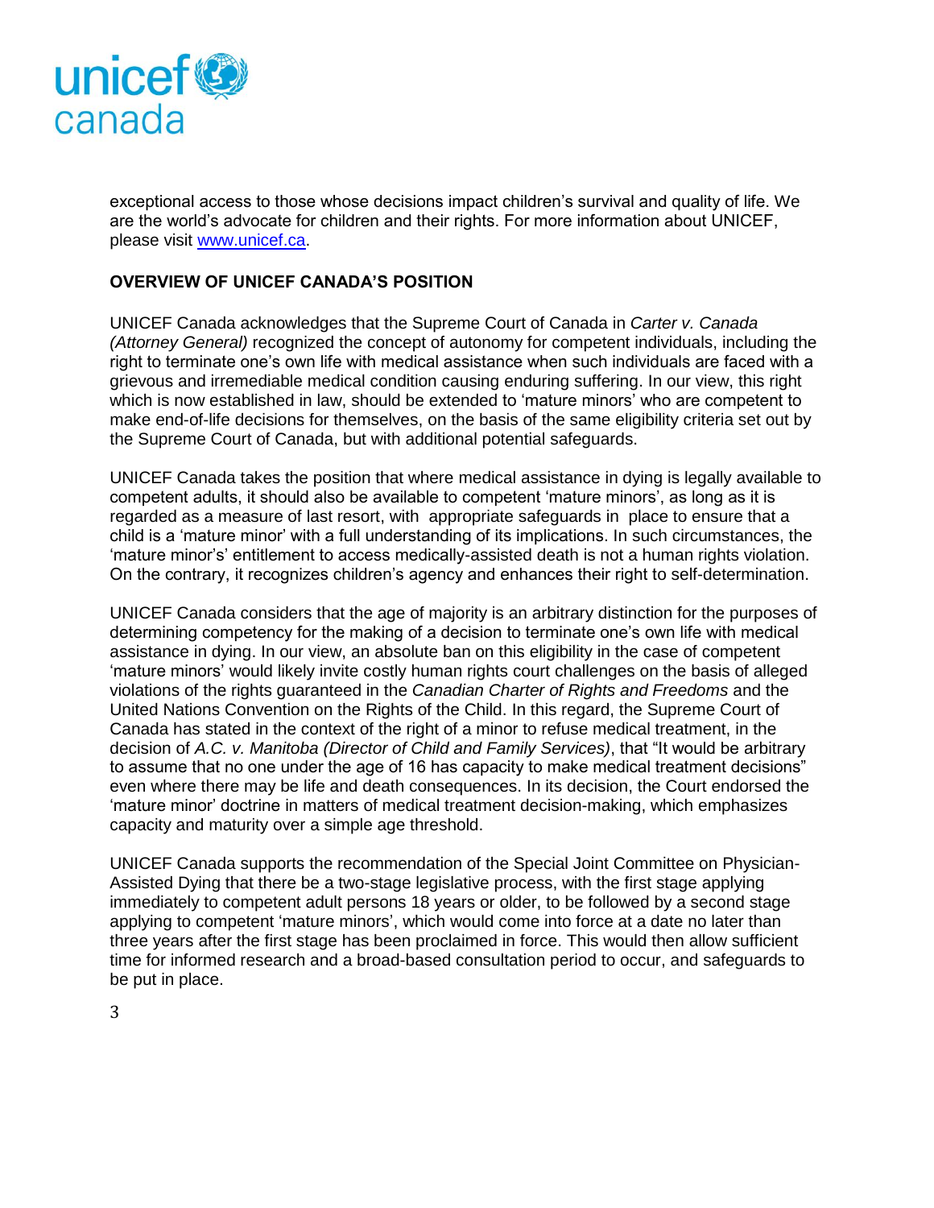exceptional access to those whose decisions impact children's survival and quality of life. We are the world's advocate for children and their rights. For more information about UNICEF, please visit [www.unicef.ca](http://www.unicef.ca).

**OVERVIEW OF UNICEF CANADA'S POSITION**

UNICEF Canada acknowledges that the Supreme Court of Canada in *Carter v. Canada (Attorney General)* recognized the concept of autonomy for competent individuals, including the right to terminate one's own life with medical assistance when such individuals are faced with a grievous and irremediable medical condition causing enduring suffering. In our view, this right which is now established in law, should be extended to 'mature minors' who are competent to make end-of-life decisions for themselves, on the basis of the same eligibility criteria set out by the Supreme Court of Canada, but with additional potential safeguards.

UNICEF Canada takes the position that where medical assistance in dying is legally available to competent adults, it should also be available to competent 'mature minors', as long as it is regarded as a measure of last resort, with appropriate safeguards in place to ensure that a child is a 'mature minor' with a full understanding of its implications. In such circumstances, the 'mature minor's' entitlement to access medically-assisted death is not a human rights violation. On the contrary, it recognizes children's agency and enhances their right to self-determination.

UNICEF Canada considers that the age of majority is an arbitrary distinction for the purposes of determining competency for the making of a decision to terminate one's own life with medical assistance in dying. In our view, an absolute ban on this eligibility in the case of competent 'mature minors' would likely invite costly human rights court challenges on the basis of alleged violations of the rights guaranteed in the *Canadian Charter of Rights and Freedoms* and the United Nations Convention on the Rights of the Child. In this regard, the Supreme Court of Canada has stated in the context of the right of a minor to refuse medical treatment, in the decision of *A.C. v. Manitoba (Director of Child and Family Services)*, that "It would be arbitrary to assume that no one under the age of 16 has capacity to make medical treatment decisions" even where there may be life and death consequences. In its decision, the Court endorsed the 'mature minor' doctrine in matters of medical treatment decision-making, which emphasizes capacity and maturity over a simple age threshold.

UNICEF Canada supports the recommendation of the Special Joint Committee on Physician-Assisted Dying that there be a two-stage legislative process, with the first stage applying immediately to competent adult persons 18 years or older, to be followed by a second stage applying to competent 'mature minors', which would come into force at a date no later than three years after the first stage has been proclaimed in force. This would then allow sufficient time for informed research and a broad-based consultation period to occur, and safeguards to be put in place.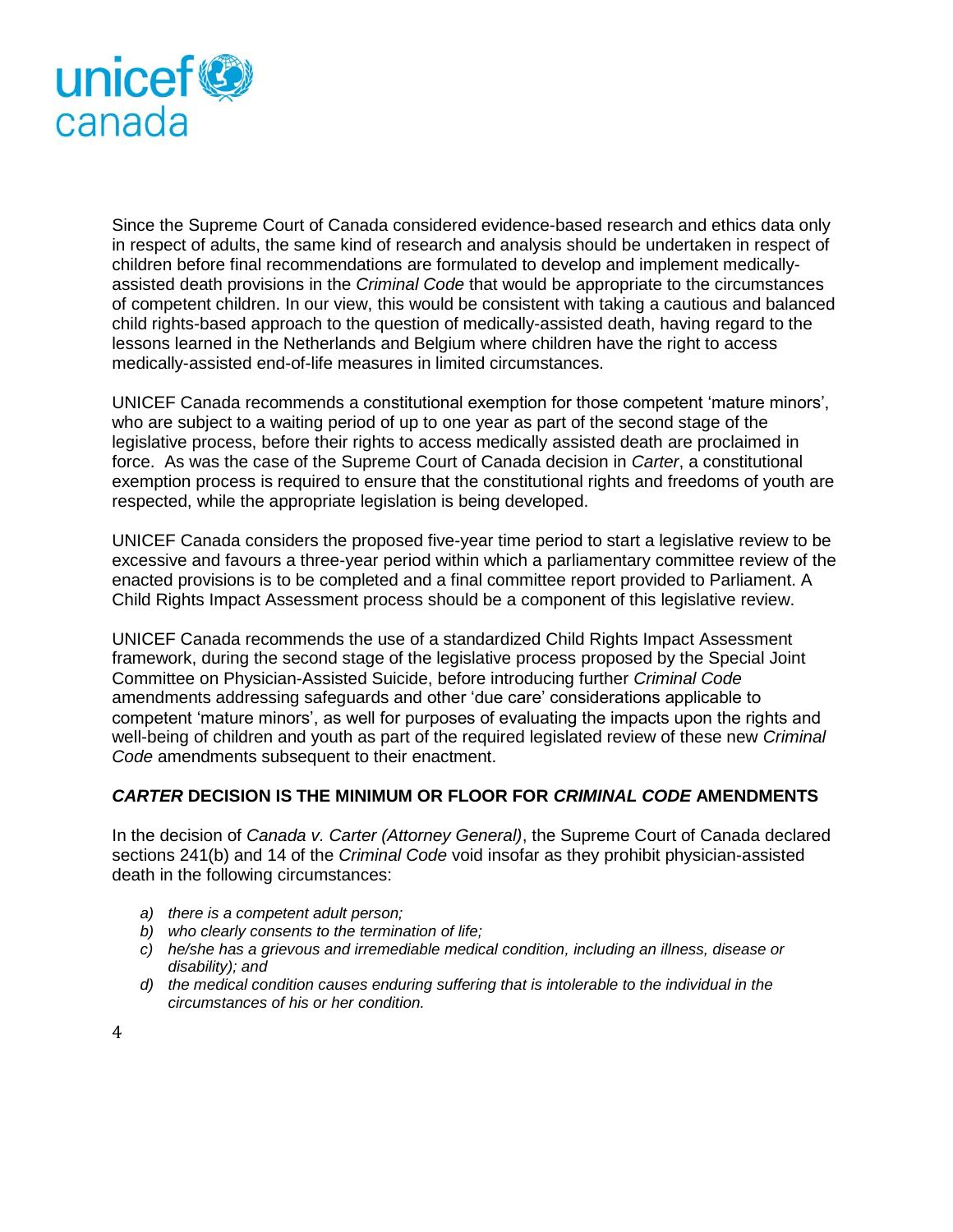Since the Supreme Court of Canada considered evidence-based research and ethics data only in respect of adults, the same kind of research and analysis should be undertaken in respect of children before final recommendations are formulated to develop and implement medically-assisted death provisions in the *Criminal Code* that would be appropriate to the circumstances of competent children. In our view, this would be consistent with taking a cautious and balanced child rights-based approach to the question of medically-assisted death, having regard to the lessons learned in the Netherlands and Belgium where children have the right to access medically-assisted end-of-life measures in limited circumstances.

UNICEF Canada recommends a constitutional exemption for those competent 'mature minors', who are subject to a waiting period of up to one year as part of the second stage of the legislative process, before their rights to access medically assisted death are proclaimed in force. As was the case of the Supreme Court of Canada decision in *Carter*, a constitutional exemption process is required to ensure that the constitutional rights and freedoms of youth are respected, while the appropriate legislation is being developed.

UNICEF Canada considers the proposed five-year time period to start a legislative review to be excessive and favours a three-year period within which a parliamentary committee review of the enacted provisions is to be completed and a final committee report provided to Parliament. A Child Rights Impact Assessment process should be a component of this legislative review.

UNICEF Canada recommends the use of a standardized Child Rights Impact Assessment framework, during the second stage of the legislative process proposed by the Special Joint Committee on Physician-Assisted Suicide, before introducing further *Criminal Code* amendments addressing safeguards and other 'due care' considerations applicable to competent 'mature minors', as well for purposes of evaluating the impacts upon the rights and well-being of children and youth as part of the required legislated review of these new *Criminal Code* amendments subsequent to their enactment.

### ***CARTER* DECISION IS THE MINIMUM OR FLOOR FOR *CRIMINAL CODE* AMENDMENTS**

In the decision of *Canada v. Carter (Attorney General)*, the Supreme Court of Canada declared sections 241(b) and 14 of the *Criminal Code* void insofar as they prohibit physician-assisted death in the following circumstances:

a) *there is a competent adult person;*
b) *who clearly consents to the termination of life;*
c) *he/she has a grievous and irremediable medical condition, including an illness, disease or disability); and*
d) *the medical condition causes enduring suffering that is intolerable to the individual in the circumstances of his or her condition.*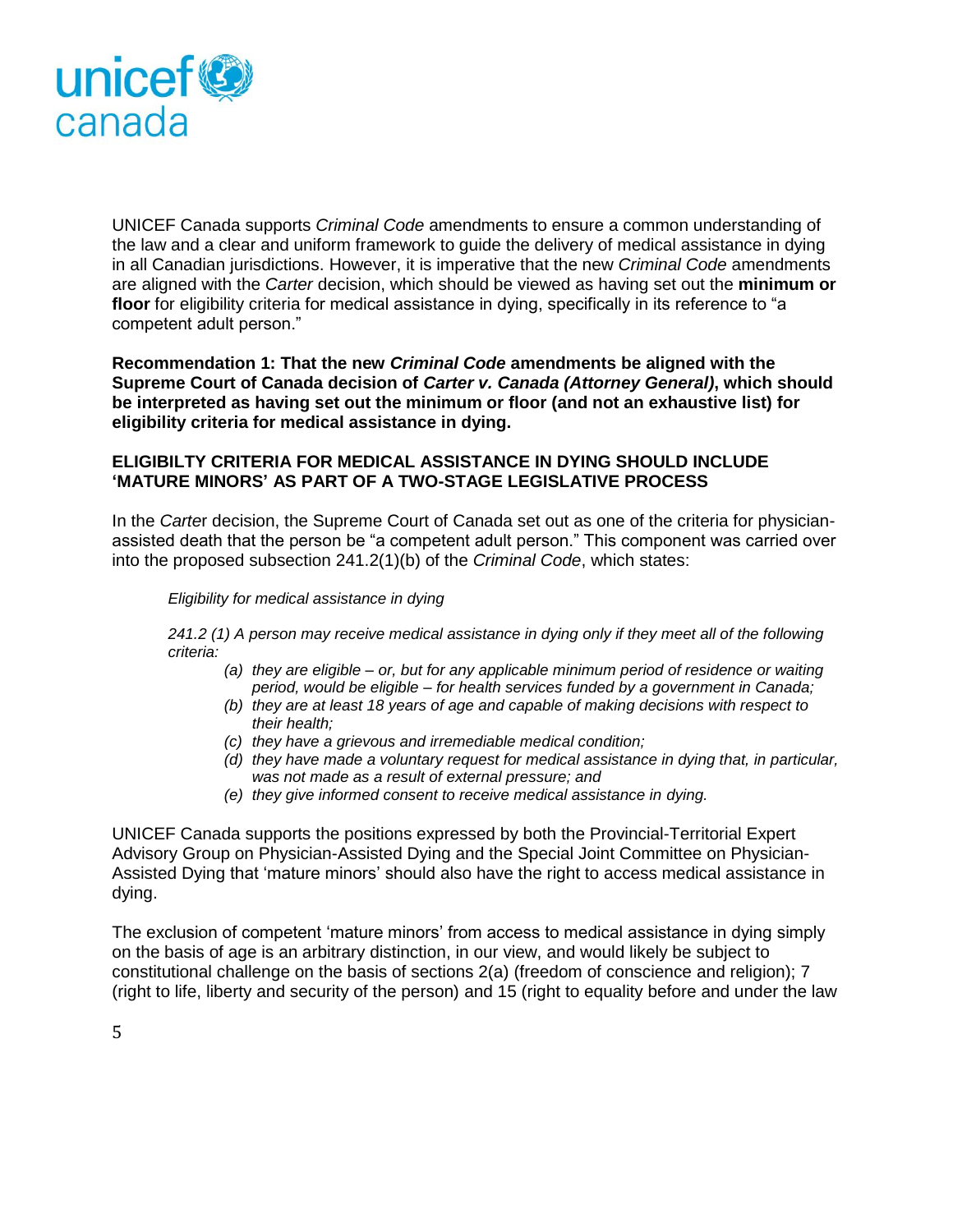UNICEF Canada supports *Criminal Code* amendments to ensure a common understanding of the law and a clear and uniform framework to guide the delivery of medical assistance in dying in all Canadian jurisdictions. However, it is imperative that the new *Criminal Code* amendments are aligned with the *Carter* decision, which should be viewed as having set out the **minimum or floor** for eligibility criteria for medical assistance in dying, specifically in its reference to "a competent adult person."

**Recommendation 1: That the new *Criminal Code* amendments be aligned with the Supreme Court of Canada decision of *Carter v. Canada (Attorney General)*, which should be interpreted as having set out the minimum or floor (and not an exhaustive list) for eligibility criteria for medical assistance in dying.**

## ELIGIBILTY CRITERIA FOR MEDICAL ASSISTANCE IN DYING SHOULD INCLUDE 'MATURE MINORS' AS PART OF A TWO-STAGE LEGISLATIVE PROCESS

In the *Cart*er decision, the Supreme Court of Canada set out as one of the criteria for physician-assisted death that the person be "a competent adult person." This component was carried over into the proposed subsection 241.2(1)(b) of the *Criminal Code*, which states:

> *Eligibility for medical assistance in dying*
>
> *241.2 (1) A person may receive medical assistance in dying only if they meet all of the following criteria:*
>
> - *(a) they are eligible – or, but for any applicable minimum period of residence or waiting period, would be eligible – for health services funded by a government in Canada;*
> - *(b) they are at least 18 years of age and capable of making decisions with respect to their health;*
> - *(c) they have a grievous and irremediable medical condition;*
> - *(d) they have made a voluntary request for medical assistance in dying that, in particular, was not made as a result of external pressure; and*
> - *(e) they give informed consent to receive medical assistance in dying.*

UNICEF Canada supports the positions expressed by both the Provincial-Territorial Expert Advisory Group on Physician-Assisted Dying and the Special Joint Committee on Physician-Assisted Dying that 'mature minors' should also have the right to access medical assistance in dying.

The exclusion of competent 'mature minors' from access to medical assistance in dying simply on the basis of age is an arbitrary distinction, in our view, and would likely be subject to constitutional challenge on the basis of sections 2(a) (freedom of conscience and religion); 7 (right to life, liberty and security of the person) and 15 (right to equality before and under the law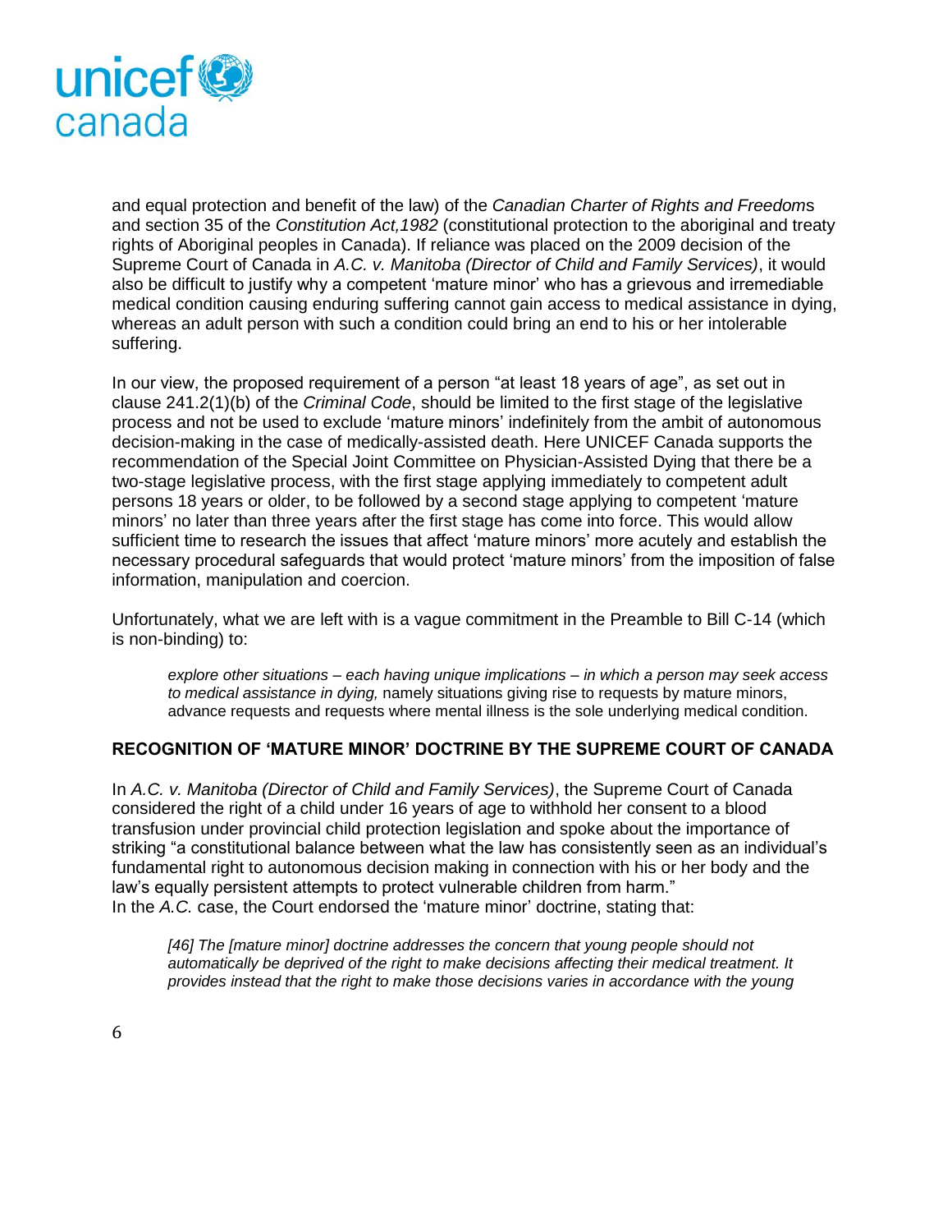and equal protection and benefit of the law) of the *Canadian Charter of Rights and Freedom*s and section 35 of the *Constitution Act,1982* (constitutional protection to the aboriginal and treaty rights of Aboriginal peoples in Canada). If reliance was placed on the 2009 decision of the Supreme Court of Canada in *A.C. v. Manitoba (Director of Child and Family Services)*, it would also be difficult to justify why a competent 'mature minor' who has a grievous and irremediable medical condition causing enduring suffering cannot gain access to medical assistance in dying, whereas an adult person with such a condition could bring an end to his or her intolerable suffering.

In our view, the proposed requirement of a person "at least 18 years of age", as set out in clause 241.2(1)(b) of the *Criminal Code*, should be limited to the first stage of the legislative process and not be used to exclude 'mature minors' indefinitely from the ambit of autonomous decision-making in the case of medically-assisted death. Here UNICEF Canada supports the recommendation of the Special Joint Committee on Physician-Assisted Dying that there be a two-stage legislative process, with the first stage applying immediately to competent adult persons 18 years or older, to be followed by a second stage applying to competent 'mature minors' no later than three years after the first stage has come into force. This would allow sufficient time to research the issues that affect 'mature minors' more acutely and establish the necessary procedural safeguards that would protect 'mature minors' from the imposition of false information, manipulation and coercion.

Unfortunately, what we are left with is a vague commitment in the Preamble to Bill C-14 (which is non-binding) to:

> *explore other situations – each having unique implications – in which a person may seek access to medical assistance in dying,* namely situations giving rise to requests by mature minors, advance requests and requests where mental illness is the sole underlying medical condition.

## RECOGNITION OF 'MATURE MINOR' DOCTRINE BY THE SUPREME COURT OF CANADA

In *A.C. v. Manitoba (Director of Child and Family Services)*, the Supreme Court of Canada considered the right of a child under 16 years of age to withhold her consent to a blood transfusion under provincial child protection legislation and spoke about the importance of striking "a constitutional balance between what the law has consistently seen as an individual's fundamental right to autonomous decision making in connection with his or her body and the law's equally persistent attempts to protect vulnerable children from harm."
In the *A.C.* case, the Court endorsed the 'mature minor' doctrine, stating that:

> *[46] The [mature minor] doctrine addresses the concern that young people should not automatically be deprived of the right to make decisions affecting their medical treatment. It provides instead that the right to make those decisions varies in accordance with the young*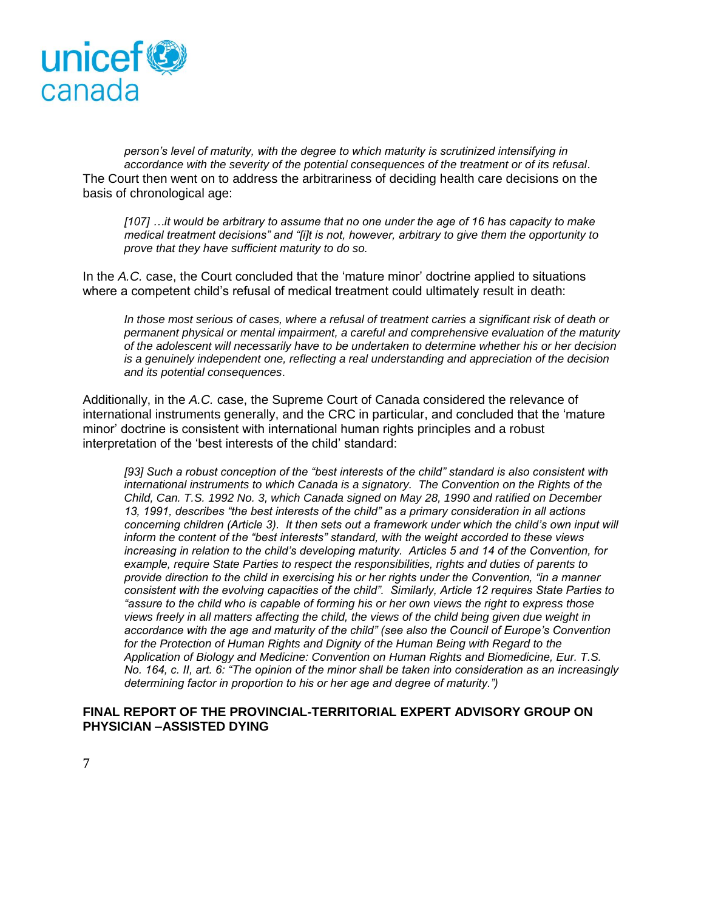*person's level of maturity, with the degree to which maturity is scrutinized intensifying in accordance with the severity of the potential consequences of the treatment or of its refusal*.

The Court then went on to address the arbitrariness of deciding health care decisions on the basis of chronological age:

> *[107] …it would be arbitrary to assume that no one under the age of 16 has capacity to make medical treatment decisions" and "[i]t is not, however, arbitrary to give them the opportunity to prove that they have sufficient maturity to do so.*

In the *A.C.* case, the Court concluded that the 'mature minor' doctrine applied to situations where a competent child's refusal of medical treatment could ultimately result in death:

> *In those most serious of cases, where a refusal of treatment carries a significant risk of death or permanent physical or mental impairment, a careful and comprehensive evaluation of the maturity of the adolescent will necessarily have to be undertaken to determine whether his or her decision is a genuinely independent one, reflecting a real understanding and appreciation of the decision and its potential consequences*.

Additionally, in the *A.C.* case, the Supreme Court of Canada considered the relevance of international instruments generally, and the CRC in particular, and concluded that the 'mature minor' doctrine is consistent with international human rights principles and a robust interpretation of the 'best interests of the child' standard:

> *[93] Such a robust conception of the "best interests of the child" standard is also consistent with international instruments to which Canada is a signatory. The Convention on the Rights of the Child, Can. T.S. 1992 No. 3, which Canada signed on May 28, 1990 and ratified on December 13, 1991, describes "the best interests of the child" as a primary consideration in all actions concerning children (Article 3). It then sets out a framework under which the child's own input will inform the content of the "best interests" standard, with the weight accorded to these views increasing in relation to the child's developing maturity. Articles 5 and 14 of the Convention, for example, require State Parties to respect the responsibilities, rights and duties of parents to provide direction to the child in exercising his or her rights under the Convention, "in a manner consistent with the evolving capacities of the child". Similarly, Article 12 requires State Parties to "assure to the child who is capable of forming his or her own views the right to express those views freely in all matters affecting the child, the views of the child being given due weight in accordance with the age and maturity of the child" (see also the Council of Europe's Convention for the Protection of Human Rights and Dignity of the Human Being with Regard to the Application of Biology and Medicine: Convention on Human Rights and Biomedicine, Eur. T.S. No. 164, c. II, art. 6: "The opinion of the minor shall be taken into consideration as an increasingly determining factor in proportion to his or her age and degree of maturity.")*

**FINAL REPORT OF THE PROVINCIAL-TERRITORIAL EXPERT ADVISORY GROUP ON PHYSICIAN –ASSISTED DYING**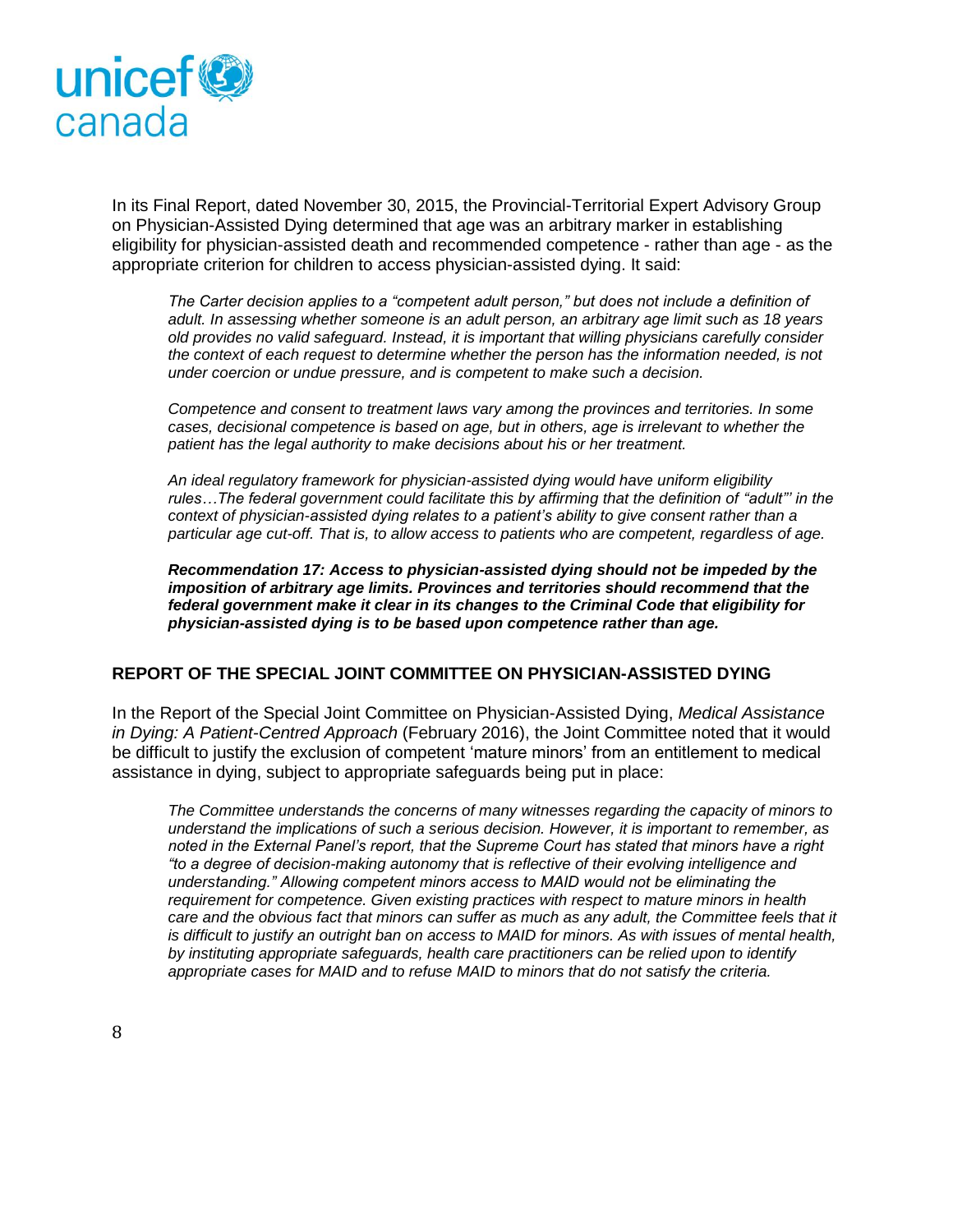In its Final Report, dated November 30, 2015, the Provincial-Territorial Expert Advisory Group on Physician-Assisted Dying determined that age was an arbitrary marker in establishing eligibility for physician-assisted death and recommended competence - rather than age - as the appropriate criterion for children to access physician-assisted dying. It said:

> *The Carter decision applies to a "competent adult person," but does not include a definition of adult. In assessing whether someone is an adult person, an arbitrary age limit such as 18 years old provides no valid safeguard. Instead, it is important that willing physicians carefully consider the context of each request to determine whether the person has the information needed, is not under coercion or undue pressure, and is competent to make such a decision.*
>
> *Competence and consent to treatment laws vary among the provinces and territories. In some cases, decisional competence is based on age, but in others, age is irrelevant to whether the patient has the legal authority to make decisions about his or her treatment.*
>
> *An ideal regulatory framework for physician-assisted dying would have uniform eligibility rules…The federal government could facilitate this by affirming that the definition of "adult"' in the context of physician-assisted dying relates to a patient's ability to give consent rather than a particular age cut-off. That is, to allow access to patients who are competent, regardless of age.*
>
> ***Recommendation 17: Access to physician-assisted dying should not be impeded by the imposition of arbitrary age limits. Provinces and territories should recommend that the federal government make it clear in its changes to the Criminal Code that eligibility for physician-assisted dying is to be based upon competence rather than age.***

## REPORT OF THE SPECIAL JOINT COMMITTEE ON PHYSICIAN-ASSISTED DYING

In the Report of the Special Joint Committee on Physician-Assisted Dying, *Medical Assistance in Dying: A Patient-Centred Approach* (February 2016), the Joint Committee noted that it would be difficult to justify the exclusion of competent 'mature minors' from an entitlement to medical assistance in dying, subject to appropriate safeguards being put in place:

> *The Committee understands the concerns of many witnesses regarding the capacity of minors to understand the implications of such a serious decision. However, it is important to remember, as noted in the External Panel's report, that the Supreme Court has stated that minors have a right "to a degree of decision-making autonomy that is reflective of their evolving intelligence and understanding." Allowing competent minors access to MAID would not be eliminating the requirement for competence. Given existing practices with respect to mature minors in health care and the obvious fact that minors can suffer as much as any adult, the Committee feels that it is difficult to justify an outright ban on access to MAID for minors. As with issues of mental health, by instituting appropriate safeguards, health care practitioners can be relied upon to identify appropriate cases for MAID and to refuse MAID to minors that do not satisfy the criteria.*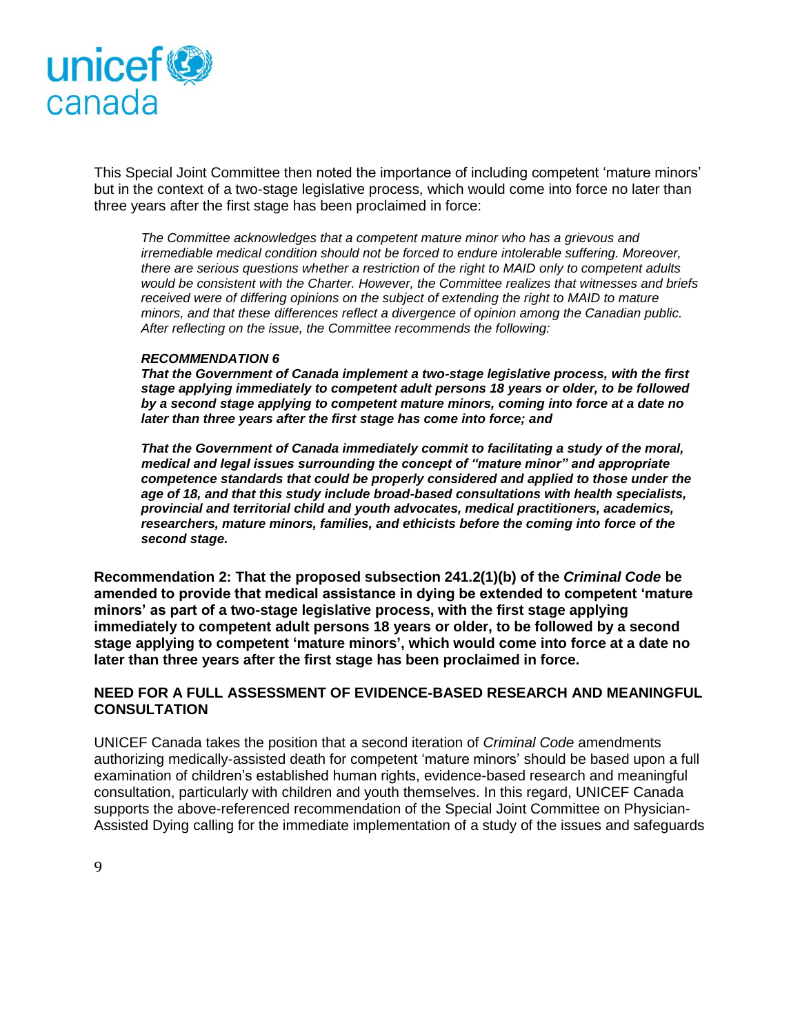This Special Joint Committee then noted the importance of including competent 'mature minors' but in the context of a two-stage legislative process, which would come into force no later than three years after the first stage has been proclaimed in force:

> *The Committee acknowledges that a competent mature minor who has a grievous and irremediable medical condition should not be forced to endure intolerable suffering. Moreover, there are serious questions whether a restriction of the right to MAID only to competent adults would be consistent with the Charter. However, the Committee realizes that witnesses and briefs received were of differing opinions on the subject of extending the right to MAID to mature minors, and that these differences reflect a divergence of opinion among the Canadian public. After reflecting on the issue, the Committee recommends the following:*
>
> ***RECOMMENDATION 6***
> ***That the Government of Canada implement a two-stage legislative process, with the first stage applying immediately to competent adult persons 18 years or older, to be followed by a second stage applying to competent mature minors, coming into force at a date no later than three years after the first stage has come into force; and***
>
> ***That the Government of Canada immediately commit to facilitating a study of the moral, medical and legal issues surrounding the concept of "mature minor" and appropriate competence standards that could be properly considered and applied to those under the age of 18, and that this study include broad-based consultations with health specialists, provincial and territorial child and youth advocates, medical practitioners, academics, researchers, mature minors, families, and ethicists before the coming into force of the second stage.***

**Recommendation 2: That the proposed subsection 241.2(1)(b) of the *Criminal Code* be amended to provide that medical assistance in dying be extended to competent 'mature minors' as part of a two-stage legislative process, with the first stage applying immediately to competent adult persons 18 years or older, to be followed by a second stage applying to competent 'mature minors', which would come into force at a date no later than three years after the first stage has been proclaimed in force.**

## NEED FOR A FULL ASSESSMENT OF EVIDENCE-BASED RESEARCH AND MEANINGFUL CONSULTATION

UNICEF Canada takes the position that a second iteration of *Criminal Code* amendments authorizing medically-assisted death for competent 'mature minors' should be based upon a full examination of children's established human rights, evidence-based research and meaningful consultation, particularly with children and youth themselves. In this regard, UNICEF Canada supports the above-referenced recommendation of the Special Joint Committee on Physician-Assisted Dying calling for the immediate implementation of a study of the issues and safeguards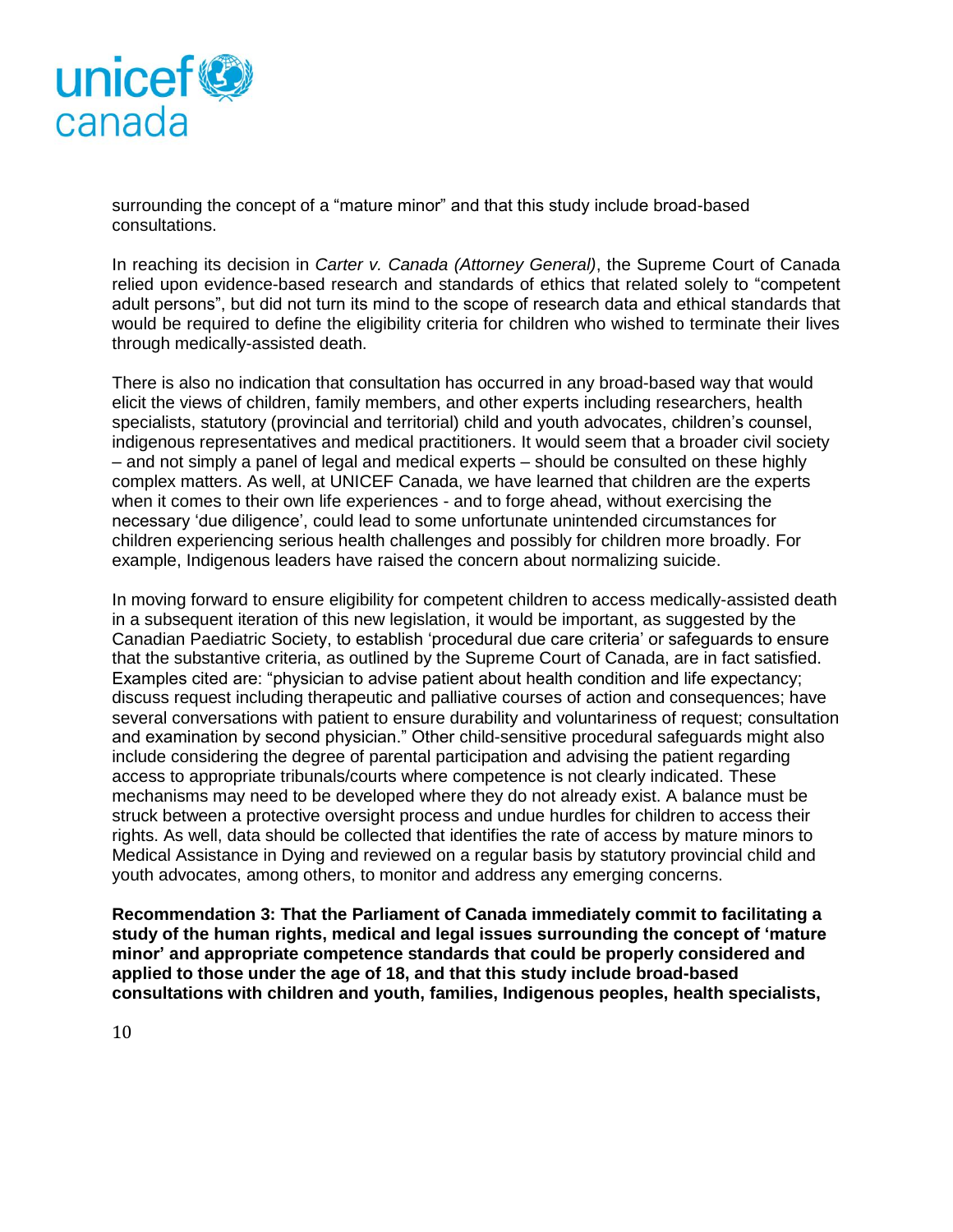surrounding the concept of a "mature minor" and that this study include broad-based consultations.

In reaching its decision in *Carter v. Canada (Attorney General)*, the Supreme Court of Canada relied upon evidence-based research and standards of ethics that related solely to "competent adult persons", but did not turn its mind to the scope of research data and ethical standards that would be required to define the eligibility criteria for children who wished to terminate their lives through medically-assisted death.

There is also no indication that consultation has occurred in any broad-based way that would elicit the views of children, family members, and other experts including researchers, health specialists, statutory (provincial and territorial) child and youth advocates, children's counsel, indigenous representatives and medical practitioners. It would seem that a broader civil society – and not simply a panel of legal and medical experts – should be consulted on these highly complex matters. As well, at UNICEF Canada, we have learned that children are the experts when it comes to their own life experiences - and to forge ahead, without exercising the necessary 'due diligence', could lead to some unfortunate unintended circumstances for children experiencing serious health challenges and possibly for children more broadly. For example, Indigenous leaders have raised the concern about normalizing suicide.

In moving forward to ensure eligibility for competent children to access medically-assisted death in a subsequent iteration of this new legislation, it would be important, as suggested by the Canadian Paediatric Society, to establish 'procedural due care criteria' or safeguards to ensure that the substantive criteria, as outlined by the Supreme Court of Canada, are in fact satisfied. Examples cited are: "physician to advise patient about health condition and life expectancy; discuss request including therapeutic and palliative courses of action and consequences; have several conversations with patient to ensure durability and voluntariness of request; consultation and examination by second physician." Other child-sensitive procedural safeguards might also include considering the degree of parental participation and advising the patient regarding access to appropriate tribunals/courts where competence is not clearly indicated. These mechanisms may need to be developed where they do not already exist. A balance must be struck between a protective oversight process and undue hurdles for children to access their rights. As well, data should be collected that identifies the rate of access by mature minors to Medical Assistance in Dying and reviewed on a regular basis by statutory provincial child and youth advocates, among others, to monitor and address any emerging concerns.

**Recommendation 3: That the Parliament of Canada immediately commit to facilitating a study of the human rights, medical and legal issues surrounding the concept of 'mature minor' and appropriate competence standards that could be properly considered and applied to those under the age of 18, and that this study include broad-based consultations with children and youth, families, Indigenous peoples, health specialists,**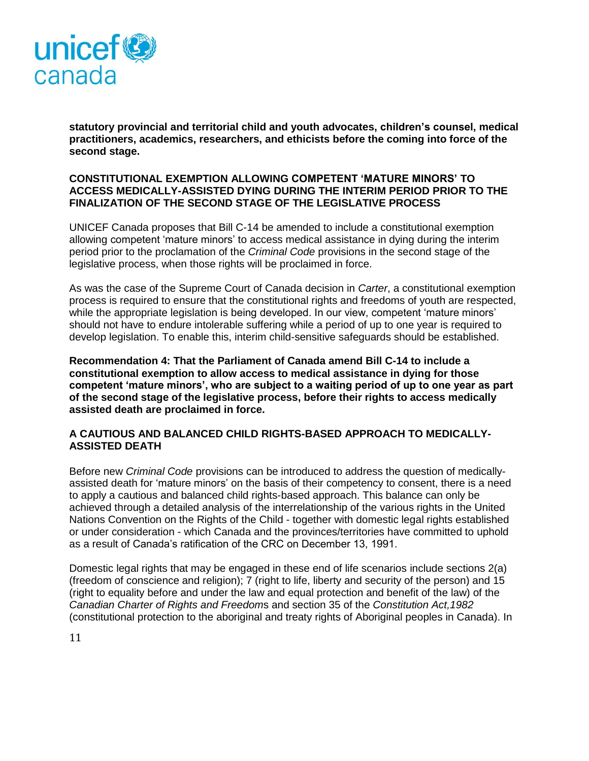**statutory provincial and territorial child and youth advocates, children's counsel, medical practitioners, academics, researchers, and ethicists before the coming into force of the second stage.**

## CONSTITUTIONAL EXEMPTION ALLOWING COMPETENT 'MATURE MINORS' TO ACCESS MEDICALLY-ASSISTED DYING DURING THE INTERIM PERIOD PRIOR TO THE FINALIZATION OF THE SECOND STAGE OF THE LEGISLATIVE PROCESS

UNICEF Canada proposes that Bill C-14 be amended to include a constitutional exemption allowing competent 'mature minors' to access medical assistance in dying during the interim period prior to the proclamation of the *Criminal Code* provisions in the second stage of the legislative process, when those rights will be proclaimed in force.

As was the case of the Supreme Court of Canada decision in *Carter*, a constitutional exemption process is required to ensure that the constitutional rights and freedoms of youth are respected, while the appropriate legislation is being developed. In our view, competent 'mature minors' should not have to endure intolerable suffering while a period of up to one year is required to develop legislation. To enable this, interim child-sensitive safeguards should be established.

**Recommendation 4: That the Parliament of Canada amend Bill C-14 to include a constitutional exemption to allow access to medical assistance in dying for those competent 'mature minors', who are subject to a waiting period of up to one year as part of the second stage of the legislative process, before their rights to access medically assisted death are proclaimed in force.**

## A CAUTIOUS AND BALANCED CHILD RIGHTS-BASED APPROACH TO MEDICALLY-ASSISTED DEATH

Before new *Criminal Code* provisions can be introduced to address the question of medically-assisted death for 'mature minors' on the basis of their competency to consent, there is a need to apply a cautious and balanced child rights-based approach. This balance can only be achieved through a detailed analysis of the interrelationship of the various rights in the United Nations Convention on the Rights of the Child - together with domestic legal rights established or under consideration - which Canada and the provinces/territories have committed to uphold as a result of Canada's ratification of the CRC on December 13, 1991.

Domestic legal rights that may be engaged in these end of life scenarios include sections 2(a) (freedom of conscience and religion); 7 (right to life, liberty and security of the person) and 15 (right to equality before and under the law and equal protection and benefit of the law) of the *Canadian Charter of Rights and Freedoms* and section 35 of the *Constitution Act,1982* (constitutional protection to the aboriginal and treaty rights of Aboriginal peoples in Canada). In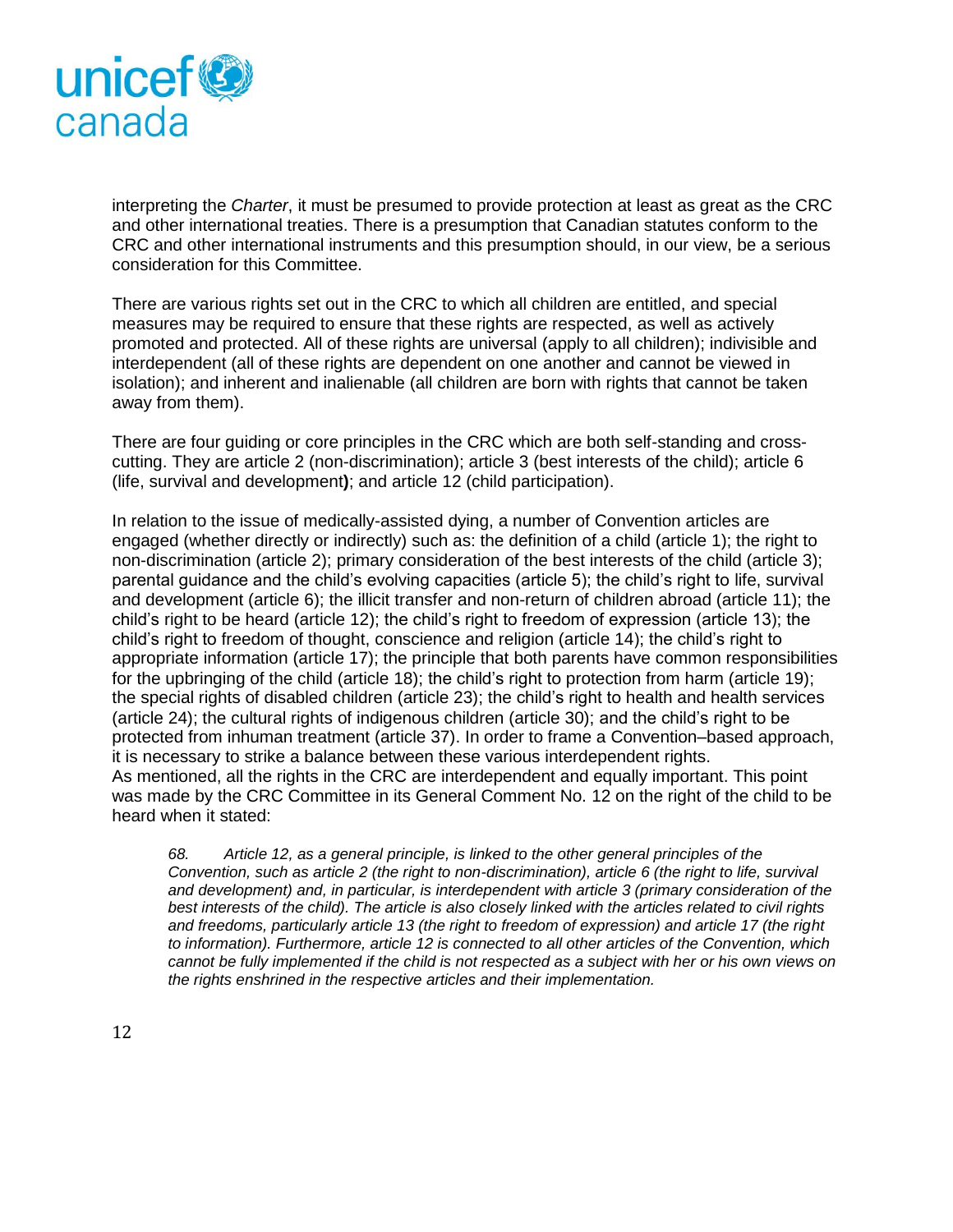interpreting the *Charter*, it must be presumed to provide protection at least as great as the CRC and other international treaties. There is a presumption that Canadian statutes conform to the CRC and other international instruments and this presumption should, in our view, be a serious consideration for this Committee.

There are various rights set out in the CRC to which all children are entitled, and special measures may be required to ensure that these rights are respected, as well as actively promoted and protected. All of these rights are universal (apply to all children); indivisible and interdependent (all of these rights are dependent on one another and cannot be viewed in isolation); and inherent and inalienable (all children are born with rights that cannot be taken away from them).

There are four guiding or core principles in the CRC which are both self-standing and cross-cutting. They are article 2 (non-discrimination); article 3 (best interests of the child); article 6 (life, survival and development**)**; and article 12 (child participation).

In relation to the issue of medically-assisted dying, a number of Convention articles are engaged (whether directly or indirectly) such as: the definition of a child (article 1); the right to non-discrimination (article 2); primary consideration of the best interests of the child (article 3); parental guidance and the child's evolving capacities (article 5); the child's right to life, survival and development (article 6); the illicit transfer and non-return of children abroad (article 11); the child's right to be heard (article 12); the child's right to freedom of expression (article 13); the child's right to freedom of thought, conscience and religion (article 14); the child's right to appropriate information (article 17); the principle that both parents have common responsibilities for the upbringing of the child (article 18); the child's right to protection from harm (article 19); the special rights of disabled children (article 23); the child's right to health and health services (article 24); the cultural rights of indigenous children (article 30); and the child's right to be protected from inhuman treatment (article 37). In order to frame a Convention–based approach, it is necessary to strike a balance between these various interdependent rights.
As mentioned, all the rights in the CRC are interdependent and equally important. This point was made by the CRC Committee in its General Comment No. 12 on the right of the child to be heard when it stated:

> *68. Article 12, as a general principle, is linked to the other general principles of the Convention, such as article 2 (the right to non-discrimination), article 6 (the right to life, survival and development) and, in particular, is interdependent with article 3 (primary consideration of the best interests of the child). The article is also closely linked with the articles related to civil rights and freedoms, particularly article 13 (the right to freedom of expression) and article 17 (the right to information). Furthermore, article 12 is connected to all other articles of the Convention, which cannot be fully implemented if the child is not respected as a subject with her or his own views on the rights enshrined in the respective articles and their implementation.*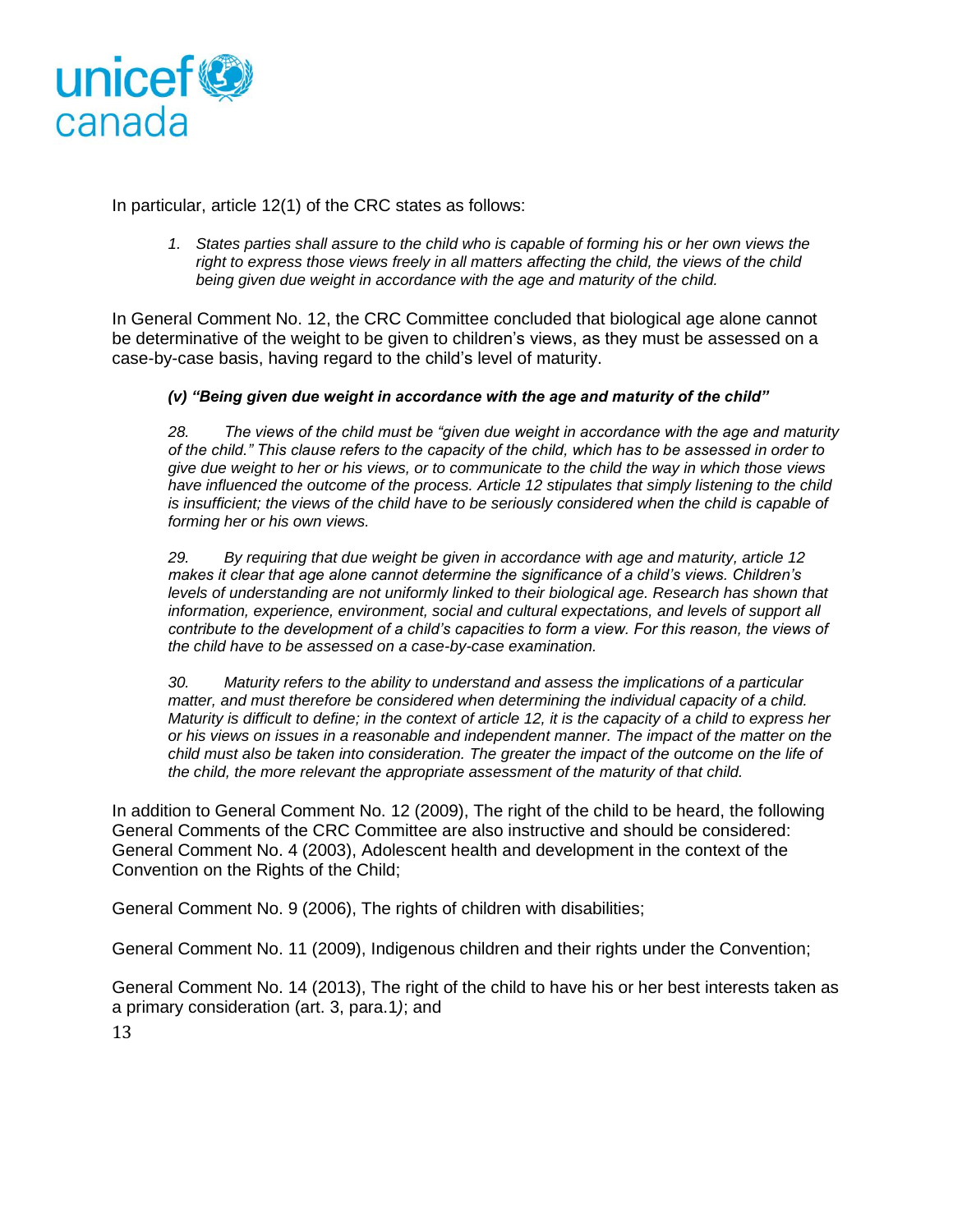In particular, article 12(1) of the CRC states as follows:

> 1. *States parties shall assure to the child who is capable of forming his or her own views the right to express those views freely in all matters affecting the child, the views of the child being given due weight in accordance with the age and maturity of the child.*

In General Comment No. 12, the CRC Committee concluded that biological age alone cannot be determinative of the weight to be given to children's views, as they must be assessed on a case-by-case basis, having regard to the child's level of maturity.

> ***(v) "Being given due weight in accordance with the age and maturity of the child"***
>
> *28. The views of the child must be "given due weight in accordance with the age and maturity of the child." This clause refers to the capacity of the child, which has to be assessed in order to give due weight to her or his views, or to communicate to the child the way in which those views have influenced the outcome of the process. Article 12 stipulates that simply listening to the child is insufficient; the views of the child have to be seriously considered when the child is capable of forming her or his own views.*
>
> *29. By requiring that due weight be given in accordance with age and maturity, article 12 makes it clear that age alone cannot determine the significance of a child's views. Children's levels of understanding are not uniformly linked to their biological age. Research has shown that information, experience, environment, social and cultural expectations, and levels of support all contribute to the development of a child's capacities to form a view. For this reason, the views of the child have to be assessed on a case-by-case examination.*
>
> *30. Maturity refers to the ability to understand and assess the implications of a particular matter, and must therefore be considered when determining the individual capacity of a child. Maturity is difficult to define; in the context of article 12, it is the capacity of a child to express her or his views on issues in a reasonable and independent manner. The impact of the matter on the child must also be taken into consideration. The greater the impact of the outcome on the life of the child, the more relevant the appropriate assessment of the maturity of that child.*

In addition to General Comment No. 12 (2009), The right of the child to be heard, the following General Comments of the CRC Committee are also instructive and should be considered: General Comment No. 4 (2003), Adolescent health and development in the context of the Convention on the Rights of the Child;

General Comment No. 9 (2006), The rights of children with disabilities;

General Comment No. 11 (2009), Indigenous children and their rights under the Convention;

General Comment No. 14 (2013), The right of the child to have his or her best interests taken as a primary consideration (art. 3, para.1); and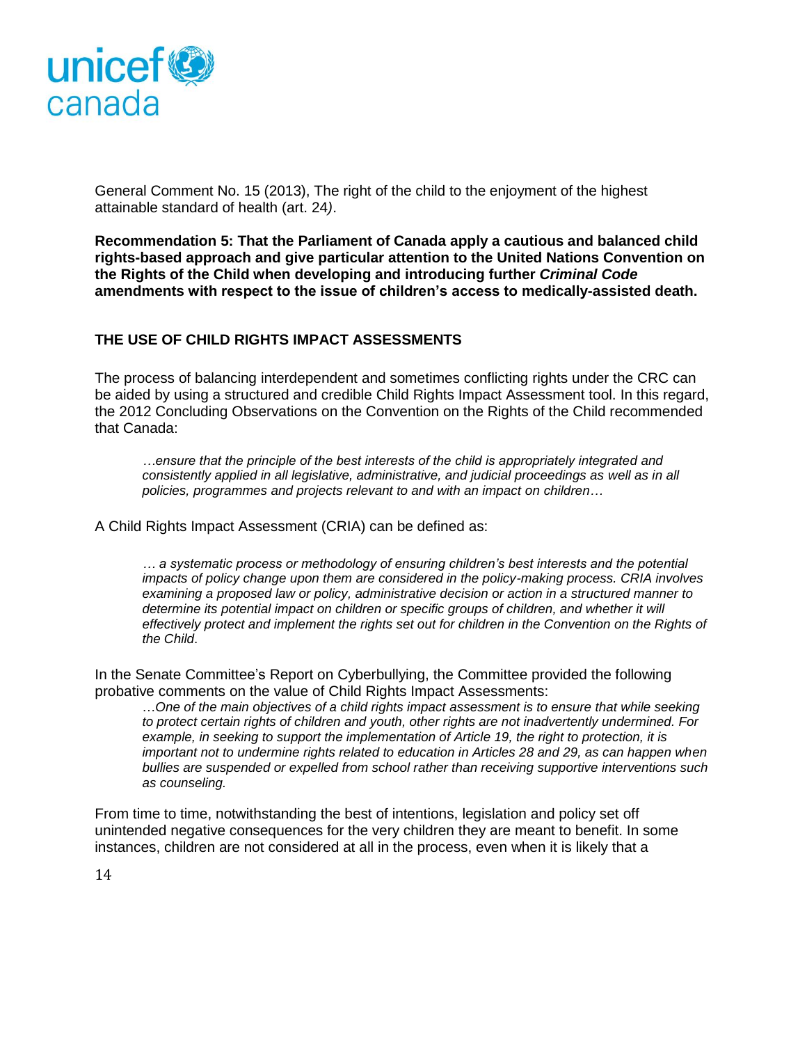General Comment No. 15 (2013), The right of the child to the enjoyment of the highest attainable standard of health (art. 24*)*.

**Recommendation 5: That the Parliament of Canada apply a cautious and balanced child rights-based approach and give particular attention to the United Nations Convention on the Rights of the Child when developing and introducing further *Criminal Code* amendments with respect to the issue of children's access to medically-assisted death.**

## THE USE OF CHILD RIGHTS IMPACT ASSESSMENTS

The process of balancing interdependent and sometimes conflicting rights under the CRC can be aided by using a structured and credible Child Rights Impact Assessment tool. In this regard, the 2012 Concluding Observations on the Convention on the Rights of the Child recommended that Canada:

> *…ensure that the principle of the best interests of the child is appropriately integrated and consistently applied in all legislative, administrative, and judicial proceedings as well as in all policies, programmes and projects relevant to and with an impact on children…*

A Child Rights Impact Assessment (CRIA) can be defined as:

> *… a systematic process or methodology of ensuring children's best interests and the potential impacts of policy change upon them are considered in the policy-making process. CRIA involves examining a proposed law or policy, administrative decision or action in a structured manner to determine its potential impact on children or specific groups of children, and whether it will effectively protect and implement the rights set out for children in the Convention on the Rights of the Child.*

In the Senate Committee's Report on Cyberbullying, the Committee provided the following probative comments on the value of Child Rights Impact Assessments:

> …*One of the main objectives of a child rights impact assessment is to ensure that while seeking to protect certain rights of children and youth, other rights are not inadvertently undermined. For example, in seeking to support the implementation of Article 19, the right to protection, it is important not to undermine rights related to education in Articles 28 and 29, as can happen when bullies are suspended or expelled from school rather than receiving supportive interventions such as counseling.*

From time to time, notwithstanding the best of intentions, legislation and policy set off unintended negative consequences for the very children they are meant to benefit. In some instances, children are not considered at all in the process, even when it is likely that a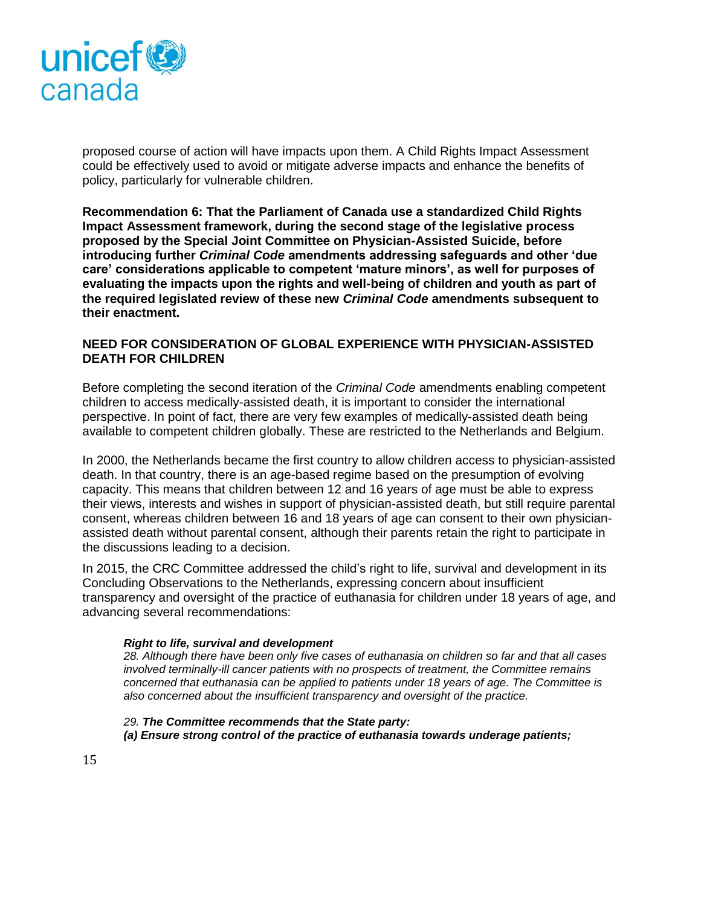proposed course of action will have impacts upon them. A Child Rights Impact Assessment could be effectively used to avoid or mitigate adverse impacts and enhance the benefits of policy, particularly for vulnerable children.

**Recommendation 6: That the Parliament of Canada use a standardized Child Rights Impact Assessment framework, during the second stage of the legislative process proposed by the Special Joint Committee on Physician-Assisted Suicide, before introducing further *Criminal Code* amendments addressing safeguards and other 'due care' considerations applicable to competent 'mature minors', as well for purposes of evaluating the impacts upon the rights and well-being of children and youth as part of the required legislated review of these new *Criminal Code* amendments subsequent to their enactment.**

## NEED FOR CONSIDERATION OF GLOBAL EXPERIENCE WITH PHYSICIAN-ASSISTED DEATH FOR CHILDREN

Before completing the second iteration of the *Criminal Code* amendments enabling competent children to access medically-assisted death, it is important to consider the international perspective. In point of fact, there are very few examples of medically-assisted death being available to competent children globally. These are restricted to the Netherlands and Belgium.

In 2000, the Netherlands became the first country to allow children access to physician-assisted death. In that country, there is an age-based regime based on the presumption of evolving capacity. This means that children between 12 and 16 years of age must be able to express their views, interests and wishes in support of physician-assisted death, but still require parental consent, whereas children between 16 and 18 years of age can consent to their own physician-assisted death without parental consent, although their parents retain the right to participate in the discussions leading to a decision.

In 2015, the CRC Committee addressed the child's right to life, survival and development in its Concluding Observations to the Netherlands, expressing concern about insufficient transparency and oversight of the practice of euthanasia for children under 18 years of age, and advancing several recommendations:

> ***Right to life, survival and development***
>
> *28. Although there have been only five cases of euthanasia on children so far and that all cases involved terminally-ill cancer patients with no prospects of treatment, the Committee remains concerned that euthanasia can be applied to patients under 18 years of age. The Committee is also concerned about the insufficient transparency and oversight of the practice.*
>
> *29.* ***The Committee recommends that the State party:***
> ***(a) Ensure strong control of the practice of euthanasia towards underage patients;***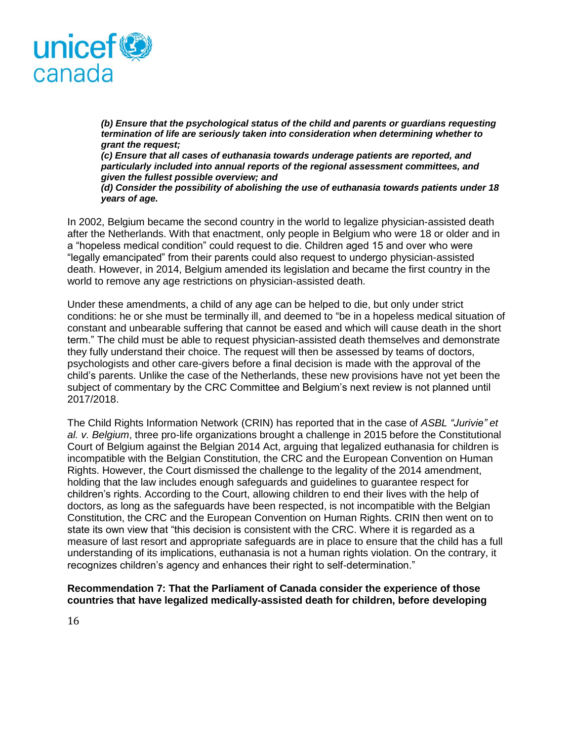*(b) Ensure that the psychological status of the child and parents or guardians requesting termination of life are seriously taken into consideration when determining whether to grant the request;*
***(c) Ensure that all cases of euthanasia towards underage patients are reported, and particularly included into annual reports of the regional assessment committees, and given the fullest possible overview; and***
***(d) Consider the possibility of abolishing the use of euthanasia towards patients under 18 years of age.***

In 2002, Belgium became the second country in the world to legalize physician-assisted death after the Netherlands. With that enactment, only people in Belgium who were 18 or older and in a "hopeless medical condition" could request to die. Children aged 15 and over who were "legally emancipated" from their parents could also request to undergo physician-assisted death. However, in 2014, Belgium amended its legislation and became the first country in the world to remove any age restrictions on physician-assisted death.

Under these amendments, a child of any age can be helped to die, but only under strict conditions: he or she must be terminally ill, and deemed to "be in a hopeless medical situation of constant and unbearable suffering that cannot be eased and which will cause death in the short term." The child must be able to request physician-assisted death themselves and demonstrate they fully understand their choice. The request will then be assessed by teams of doctors, psychologists and other care-givers before a final decision is made with the approval of the child's parents. Unlike the case of the Netherlands, these new provisions have not yet been the subject of commentary by the CRC Committee and Belgium's next review is not planned until 2017/2018.

The Child Rights Information Network (CRIN) has reported that in the case of *ASBL "Jurivie" et al. v. Belgium*, three pro-life organizations brought a challenge in 2015 before the Constitutional Court of Belgium against the Belgian 2014 Act, arguing that legalized euthanasia for children is incompatible with the Belgian Constitution, the CRC and the European Convention on Human Rights. However, the Court dismissed the challenge to the legality of the 2014 amendment, holding that the law includes enough safeguards and guidelines to guarantee respect for children's rights. According to the Court, allowing children to end their lives with the help of doctors, as long as the safeguards have been respected, is not incompatible with the Belgian Constitution, the CRC and the European Convention on Human Rights. CRIN then went on to state its own view that "this decision is consistent with the CRC. Where it is regarded as a measure of last resort and appropriate safeguards are in place to ensure that the child has a full understanding of its implications, euthanasia is not a human rights violation. On the contrary, it recognizes children's agency and enhances their right to self-determination."

**Recommendation 7: That the Parliament of Canada consider the experience of those countries that have legalized medically-assisted death for children, before developing**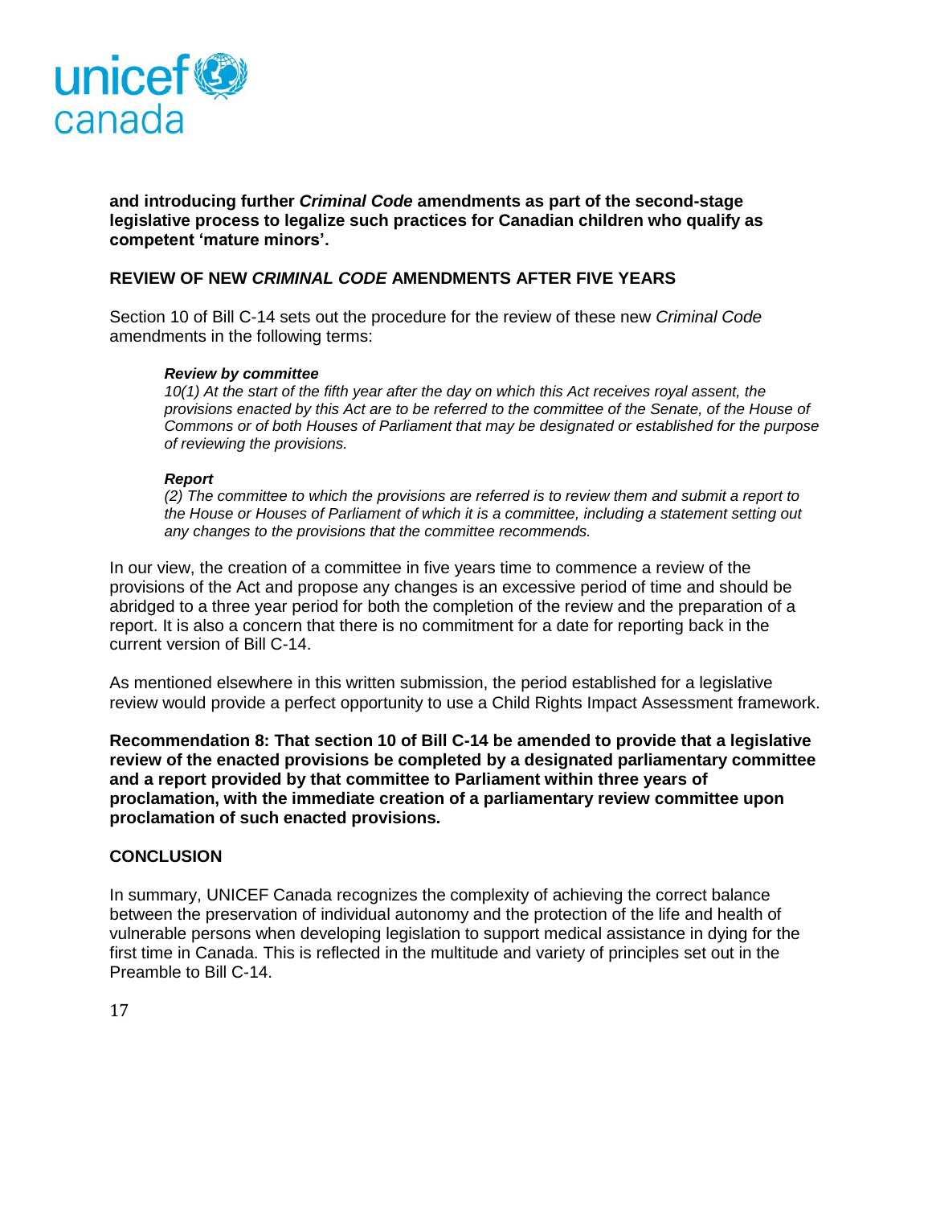**and introducing further *Criminal Code* amendments as part of the second-stage legislative process to legalize such practices for Canadian children who qualify as competent 'mature minors'.**

## REVIEW OF NEW *CRIMINAL CODE* AMENDMENTS AFTER FIVE YEARS

Section 10 of Bill C-14 sets out the procedure for the review of these new *Criminal Code* amendments in the following terms:

> ***Review by committee***
> *10(1) At the start of the fifth year after the day on which this Act receives royal assent, the provisions enacted by this Act are to be referred to the committee of the Senate, of the House of Commons or of both Houses of Parliament that may be designated or established for the purpose of reviewing the provisions.*
>
> ***Report***
> *(2) The committee to which the provisions are referred is to review them and submit a report to the House or Houses of Parliament of which it is a committee, including a statement setting out any changes to the provisions that the committee recommends.*

In our view, the creation of a committee in five years time to commence a review of the provisions of the Act and propose any changes is an excessive period of time and should be abridged to a three year period for both the completion of the review and the preparation of a report. It is also a concern that there is no commitment for a date for reporting back in the current version of Bill C-14.

As mentioned elsewhere in this written submission, the period established for a legislative review would provide a perfect opportunity to use a Child Rights Impact Assessment framework.

**Recommendation 8: That section 10 of Bill C-14 be amended to provide that a legislative review of the enacted provisions be completed by a designated parliamentary committee and a report provided by that committee to Parliament within three years of proclamation, with the immediate creation of a parliamentary review committee upon proclamation of such enacted provisions.**

## CONCLUSION

In summary, UNICEF Canada recognizes the complexity of achieving the correct balance between the preservation of individual autonomy and the protection of the life and health of vulnerable persons when developing legislation to support medical assistance in dying for the first time in Canada. This is reflected in the multitude and variety of principles set out in the Preamble to Bill C-14.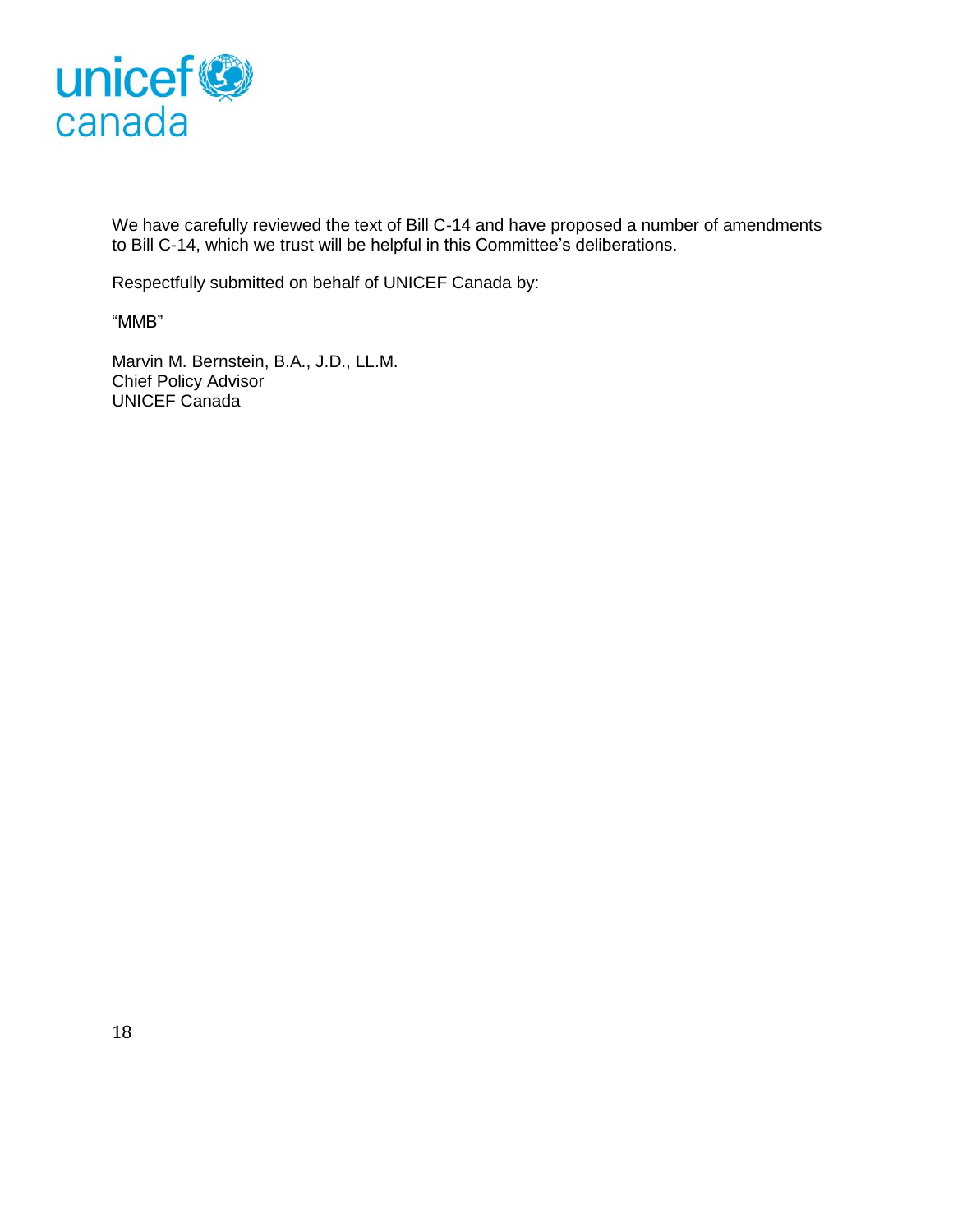We have carefully reviewed the text of Bill C-14 and have proposed a number of amendments to Bill C-14, which we trust will be helpful in this Committee's deliberations.

Respectfully submitted on behalf of UNICEF Canada by:

"MMB"

Marvin M. Bernstein, B.A., J.D., LL.M.
Chief Policy Advisor
UNICEF Canada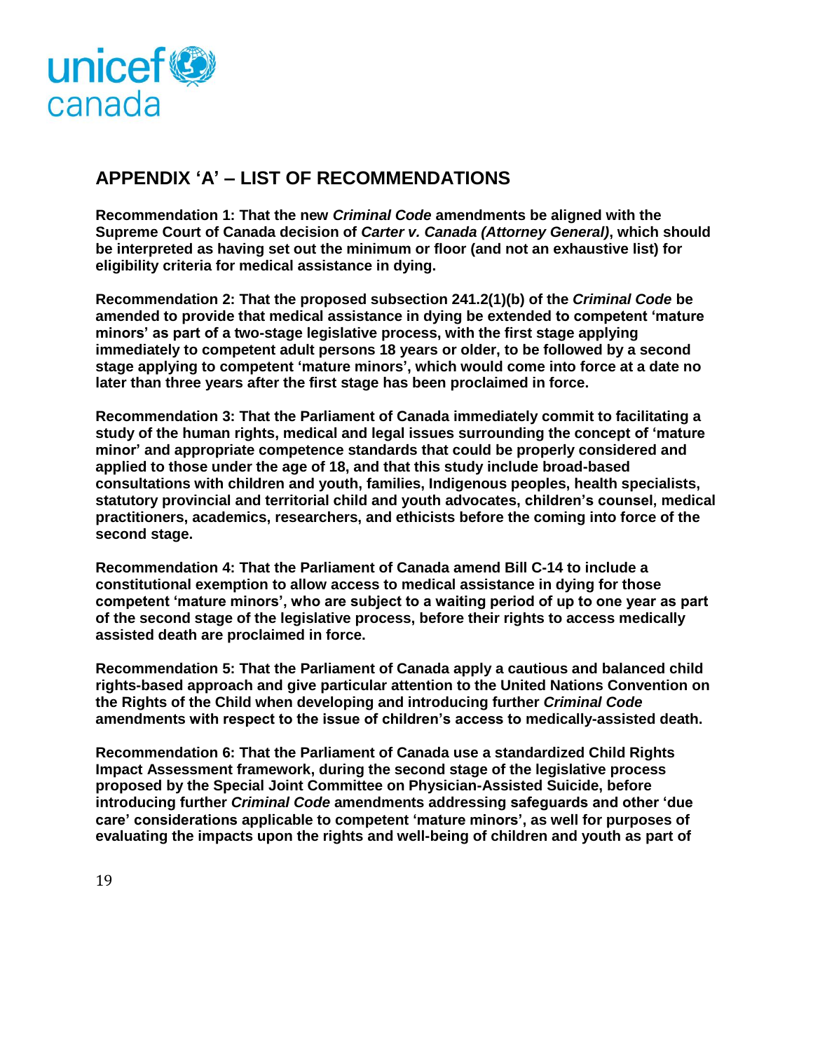## APPENDIX 'A' – LIST OF RECOMMENDATIONS

**Recommendation 1: That the new *Criminal Code* amendments be aligned with the Supreme Court of Canada decision of *Carter v. Canada (Attorney General)*, which should be interpreted as having set out the minimum or floor (and not an exhaustive list) for eligibility criteria for medical assistance in dying.**

**Recommendation 2: That the proposed subsection 241.2(1)(b) of the *Criminal Code* be amended to provide that medical assistance in dying be extended to competent 'mature minors' as part of a two-stage legislative process, with the first stage applying immediately to competent adult persons 18 years or older, to be followed by a second stage applying to competent 'mature minors', which would come into force at a date no later than three years after the first stage has been proclaimed in force.**

**Recommendation 3: That the Parliament of Canada immediately commit to facilitating a study of the human rights, medical and legal issues surrounding the concept of 'mature minor' and appropriate competence standards that could be properly considered and applied to those under the age of 18, and that this study include broad-based consultations with children and youth, families, Indigenous peoples, health specialists, statutory provincial and territorial child and youth advocates, children's counsel, medical practitioners, academics, researchers, and ethicists before the coming into force of the second stage.**

**Recommendation 4: That the Parliament of Canada amend Bill C-14 to include a constitutional exemption to allow access to medical assistance in dying for those competent 'mature minors', who are subject to a waiting period of up to one year as part of the second stage of the legislative process, before their rights to access medically assisted death are proclaimed in force.**

**Recommendation 5: That the Parliament of Canada apply a cautious and balanced child rights-based approach and give particular attention to the United Nations Convention on the Rights of the Child when developing and introducing further *Criminal Code* amendments with respect to the issue of children's access to medically-assisted death.**

**Recommendation 6: That the Parliament of Canada use a standardized Child Rights Impact Assessment framework, during the second stage of the legislative process proposed by the Special Joint Committee on Physician-Assisted Suicide, before introducing further *Criminal Code* amendments addressing safeguards and other 'due care' considerations applicable to competent 'mature minors', as well for purposes of evaluating the impacts upon the rights and well-being of children and youth as part of**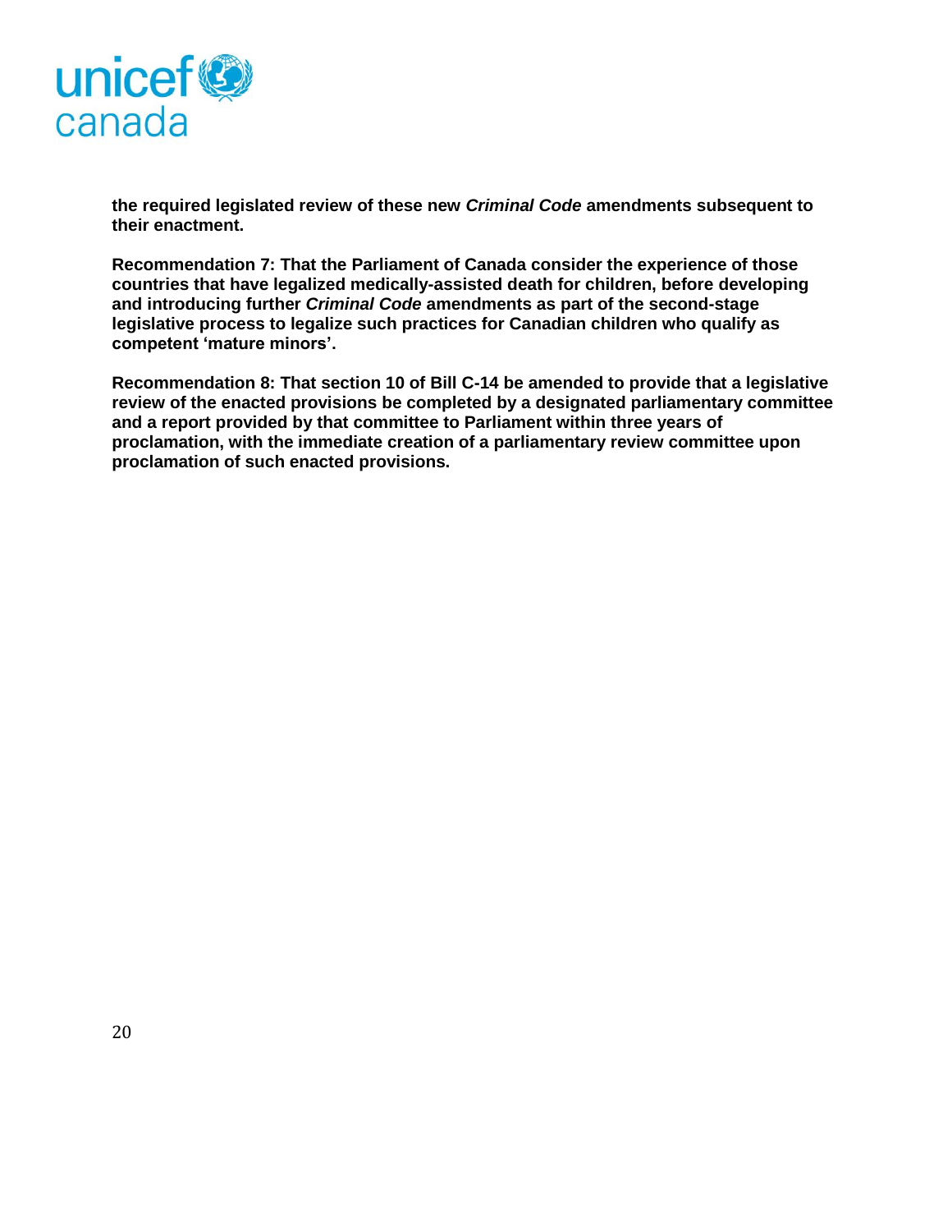**the required legislated review of these new *Criminal Code* amendments subsequent to their enactment.**

**Recommendation 7: That the Parliament of Canada consider the experience of those countries that have legalized medically-assisted death for children, before developing and introducing further *Criminal Code* amendments as part of the second-stage legislative process to legalize such practices for Canadian children who qualify as competent 'mature minors'.**

**Recommendation 8: That section 10 of Bill C-14 be amended to provide that a legislative review of the enacted provisions be completed by a designated parliamentary committee and a report provided by that committee to Parliament within three years of proclamation, with the immediate creation of a parliamentary review committee upon proclamation of such enacted provisions.**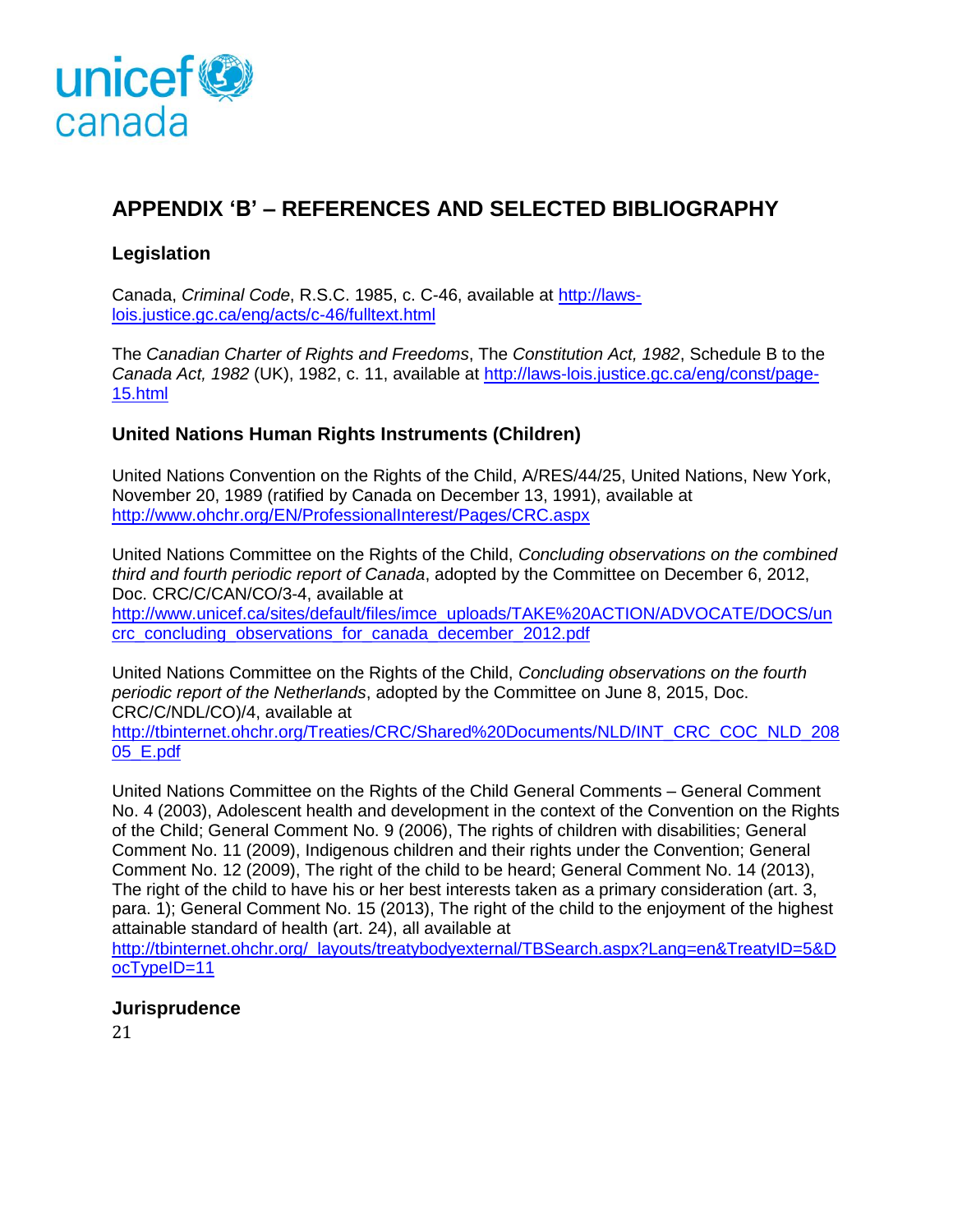## APPENDIX ‘B’ – REFERENCES AND SELECTED BIBLIOGRAPHY

### Legislation

Canada, *Criminal Code*, R.S.C. 1985, c. C-46, available at http://laws-lois.justice.gc.ca/eng/acts/c-46/fulltext.html

The *Canadian Charter of Rights and Freedoms*, The *Constitution Act, 1982*, Schedule B to the *Canada Act, 1982* (UK), 1982, c. 11, available at http://laws-lois.justice.gc.ca/eng/const/page-15.html

### United Nations Human Rights Instruments (Children)

United Nations Convention on the Rights of the Child, A/RES/44/25, United Nations, New York, November 20, 1989 (ratified by Canada on December 13, 1991), available at http://www.ohchr.org/EN/ProfessionalInterest/Pages/CRC.aspx

United Nations Committee on the Rights of the Child, *Concluding observations on the combined third and fourth periodic report of Canada*, adopted by the Committee on December 6, 2012, Doc. CRC/C/CAN/CO/3-4, available at http://www.unicef.ca/sites/default/files/imce_uploads/TAKE%20ACTION/ADVOCATE/DOCS/uncrc_concluding_observations_for_canada_december_2012.pdf

United Nations Committee on the Rights of the Child, *Concluding observations on the fourth periodic report of the Netherlands*, adopted by the Committee on June 8, 2015, Doc. CRC/C/NDL/CO)/4, available at http://tbinternet.ohchr.org/Treaties/CRC/Shared%20Documents/NLD/INT_CRC_COC_NLD_20805_E.pdf

United Nations Committee on the Rights of the Child General Comments – General Comment No. 4 (2003), Adolescent health and development in the context of the Convention on the Rights of the Child; General Comment No. 9 (2006), The rights of children with disabilities; General Comment No. 11 (2009), Indigenous children and their rights under the Convention; General Comment No. 12 (2009), The right of the child to be heard; General Comment No. 14 (2013), The right of the child to have his or her best interests taken as a primary consideration (art. 3, para. 1); General Comment No. 15 (2013), The right of the child to the enjoyment of the highest attainable standard of health (art. 24), all available at http://tbinternet.ohchr.org/_layouts/treatybodyexternal/TBSearch.aspx?Lang=en&TreatyID=5&DocTypeID=11

### Jurisprudence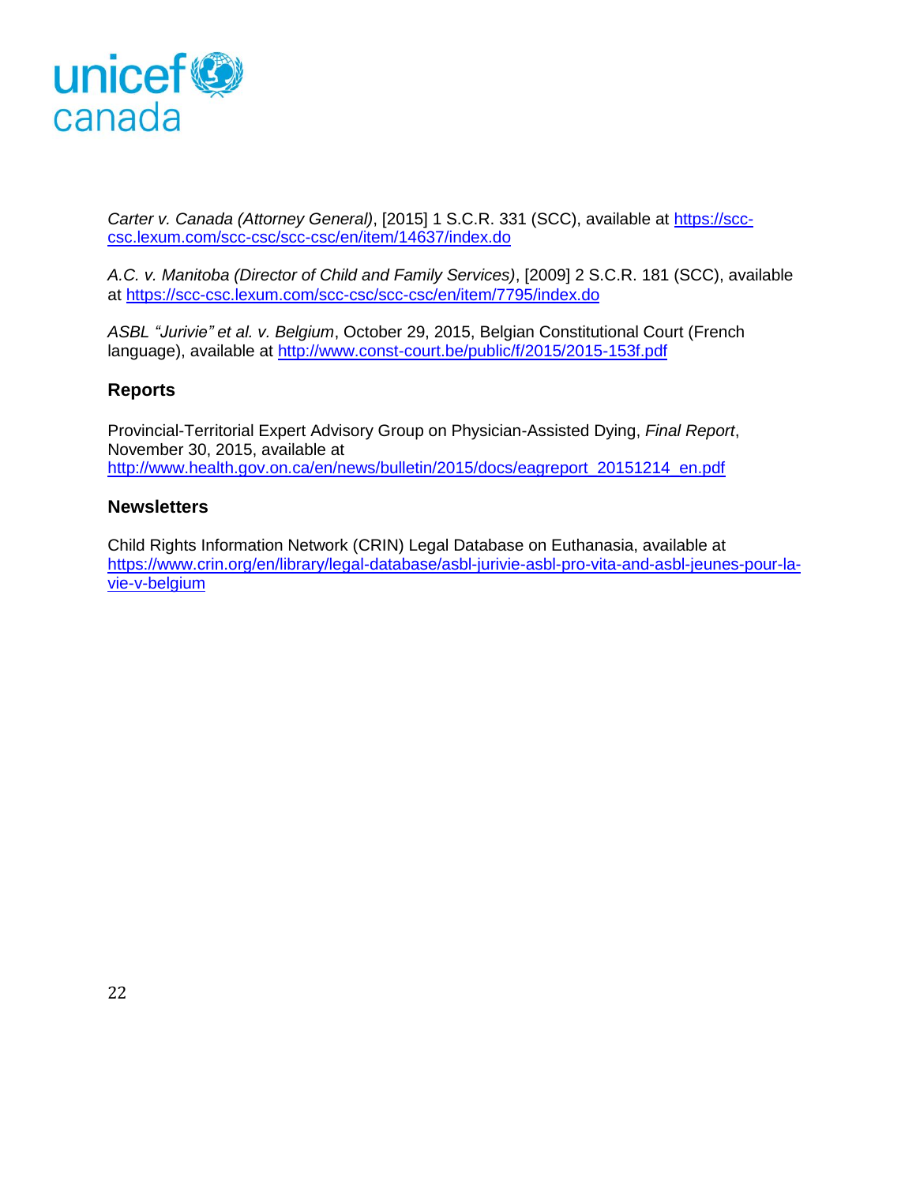*Carter v. Canada (Attorney General)*, [2015] 1 S.C.R. 331 (SCC), available at https://scc-csc.lexum.com/scc-csc/scc-csc/en/item/14637/index.do

*A.C. v. Manitoba (Director of Child and Family Services)*, [2009] 2 S.C.R. 181 (SCC), available at https://scc-csc.lexum.com/scc-csc/scc-csc/en/item/7795/index.do

*ASBL "Jurivie" et al. v. Belgium*, October 29, 2015, Belgian Constitutional Court (French language), available at http://www.const-court.be/public/f/2015/2015-153f.pdf

### Reports

Provincial-Territorial Expert Advisory Group on Physician-Assisted Dying, *Final Report*, November 30, 2015, available at http://www.health.gov.on.ca/en/news/bulletin/2015/docs/eagreport_20151214_en.pdf

### Newsletters

Child Rights Information Network (CRIN) Legal Database on Euthanasia, available at https://www.crin.org/en/library/legal-database/asbl-jurivie-asbl-pro-vita-and-asbl-jeunes-pour-la-vie-v-belgium